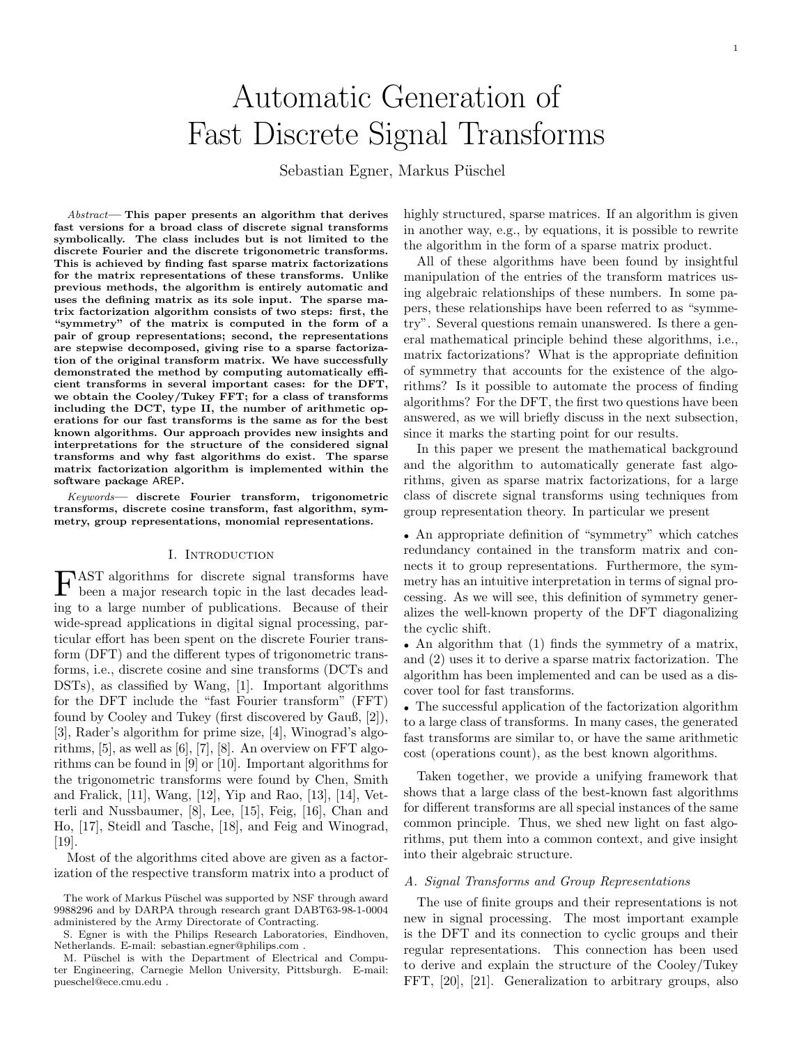# Automatic Generation of Fast Discrete Signal Transforms

Sebastian Egner, Markus Püschel

*Abstract*— **This paper presents an algorithm that derives fast versions for a broad class of discrete signal transforms symbolically. The class includes but is not limited to the discrete Fourier and the discrete trigonometric transforms. This is achieved by finding fast sparse matrix factorizations for the matrix representations of these transforms. Unlike previous methods, the algorithm is entirely automatic and uses the defining matrix as its sole input. The sparse matrix factorization algorithm consists of two steps: first, the "symmetry" of the matrix is computed in the form of a pair of group representations; second, the representations are stepwise decomposed, giving rise to a sparse factorization of the original transform matrix. We have successfully demonstrated the method by computing automatically efficient transforms in several important cases: for the DFT, we obtain the Cooley/Tukey FFT; for a class of transforms including the DCT, type II, the number of arithmetic operations for our fast transforms is the same as for the best known algorithms. Our approach provides new insights and interpretations for the structure of the considered signal transforms and why fast algorithms do exist. The sparse matrix factorization algorithm is implemented within the software package AREP.**

*Keywords*— **discrete Fourier transform, trigonometric transforms, discrete cosine transform, fast algorithm, symmetry, group representations, monomial representations.**

## I. Introduction

Fast algorithms for discrete signal transforms have been a major research topic in the last decades leading to a large number of publications. Because of their wide-spread applications in digital signal processing, particular effort has been spent on the discrete Fourier transform (DFT) and the different types of trigonometric transforms, i.e., discrete cosine and sine transforms (DCTs and DSTs), as classified by Wang, [1]. Important algorithms for the DFT include the "fast Fourier transform" (FFT) found by Cooley and Tukey (first discovered by Gauß, [2]), [3], Rader's algorithm for prime size, [4], Winograd's algorithms, [5], as well as [6], [7], [8]. An overview on FFT algorithms can be found in [9] or [10]. Important algorithms for the trigonometric transforms were found by Chen, Smith and Fralick, [11], Wang, [12], Yip and Rao, [13], [14], Vetterli and Nussbaumer, [8], Lee, [15], Feig, [16], Chan and Ho, [17], Steidl and Tasche, [18], and Feig and Winograd, [19].

Most of the algorithms cited above are given as a factorization of the respective transform matrix into a product of highly structured, sparse matrices. If an algorithm is given in another way, e.g., by equations, it is possible to rewrite the algorithm in the form of a sparse matrix product.

All of these algorithms have been found by insightful manipulation of the entries of the transform matrices using algebraic relationships of these numbers. In some papers, these relationships have been referred to as "symmetry". Several questions remain unanswered. Is there a general mathematical principle behind these algorithms, i.e., matrix factorizations? What is the appropriate definition of symmetry that accounts for the existence of the algorithms? Is it possible to automate the process of finding algorithms? For the DFT, the first two questions have been answered, as we will briefly discuss in the next subsection, since it marks the starting point for our results.

In this paper we present the mathematical background and the algorithm to automatically generate fast algorithms, given as sparse matrix factorizations, for a large class of discrete signal transforms using techniques from group representation theory. In particular we present

- An appropriate definition of "symmetry" which catches redundancy contained in the transform matrix and connects it to group representations. Furthermore, the symmetry has an intuitive interpretation in terms of signal processing. As we will see, this definition of symmetry generalizes the well-known property of the DFT diagonalizing the cyclic shift.
- An algorithm that (1) finds the symmetry of a matrix, and (2) uses it to derive a sparse matrix factorization. The algorithm has been implemented and can be used as a discover tool for fast transforms.
- The successful application of the factorization algorithm to a large class of transforms. In many cases, the generated fast transforms are similar to, or have the same arithmetic cost (operations count), as the best known algorithms.

Taken together, we provide a unifying framework that shows that a large class of the best-known fast algorithms for different transforms are all special instances of the same common principle. Thus, we shed new light on fast algorithms, put them into a common context, and give insight into their algebraic structure.

### A. Signal Transforms and Group Representations

The use of finite groups and their representations is not new in signal processing. The most important example is the DFT and its connection to cyclic groups and their regular representations. This connection has been used to derive and explain the structure of the Cooley/Tukey FFT, [20], [21]. Generalization to arbitrary groups, also

The work of Markus Püschel was supported by NSF through award 9988296 and by DARPA through research grant DABT63-98-1-0004 administered by the Army Directorate of Contracting.

S. Egner is with the Philips Research Laboratories, Eindhoven, Netherlands. E-mail: sebastian.egner@philips.com .

M. Püschel is with the Department of Electrical and Computer Engineering, Carnegie Mellon University, Pittsburgh. E-mail: pueschel@ece.cmu.edu .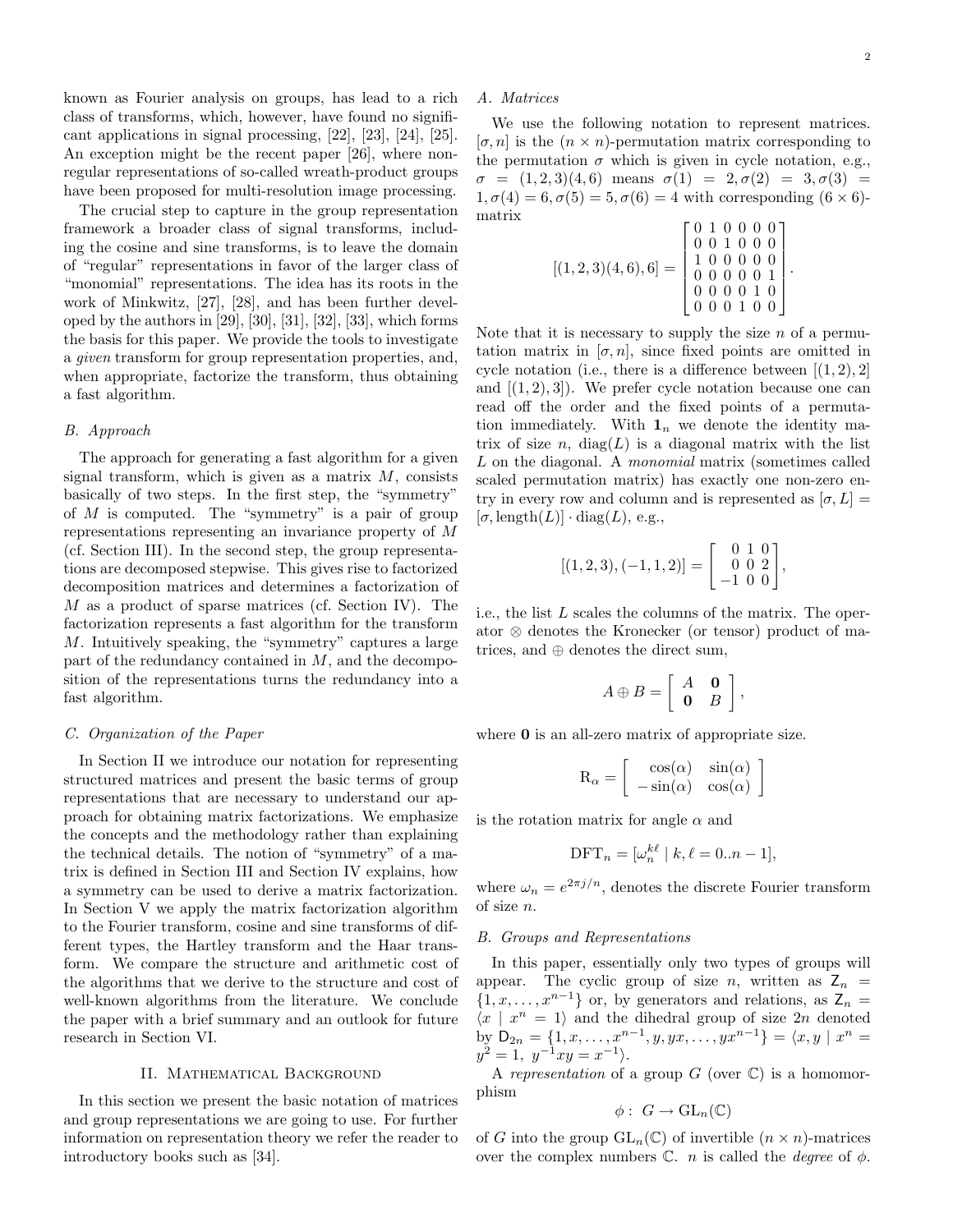known as Fourier analysis on groups, has lead to a rich class of transforms, which, however, have found no significant applications in signal processing, [22], [23], [24], [25]. An exception might be the recent paper [26], where non-regular representations of so-called wreath-product groups have been proposed for multi-resolution image processing.

The crucial step to capture in the group representation framework a broader class of signal transforms, including the cosine and sine transforms, is to leave the domain of "regular" representations in favor of the larger class of "monomial" representations. The idea has its roots in the work of Minkwitz, [27], [28], and has been further developed by the authors in [29], [30], [31], [32], [33], which forms the basis for this paper. We provide the tools to investigate a *given* transform for group representation properties, and, when appropriate, factorize the transform, thus obtaining a fast algorithm.

### B. Approach

The approach for generating a fast algorithm for a given signal transform, which is given as a matrix $M$, consists basically of two steps. In the first step, the "symmetry" of $M$ is computed. The "symmetry" is a pair of group representations representing an invariance property of $M$ (cf. Section III). In the second step, the group representations are decomposed stepwise. This gives rise to factorized decomposition matrices and determines a factorization of $M$ as a product of sparse matrices (cf. Section IV). The factorization represents a fast algorithm for the transform $M$. Intuitively speaking, the "symmetry" captures a large part of the redundancy contained in $M$, and the decomposition of the representations turns the redundancy into a fast algorithm.

### C. Organization of the Paper

In Section II we introduce our notation for representing structured matrices and present the basic terms of group representations that are necessary to understand our approach for obtaining matrix factorizations. We emphasize the concepts and the methodology rather than explaining the technical details. The notion of "symmetry" of a matrix is defined in Section III and Section IV explains, how a symmetry can be used to derive a matrix factorization. In Section V we apply the matrix factorization algorithm to the Fourier transform, cosine and sine transforms of different types, the Hartley transform and the Haar transform. We compare the structure and arithmetic cost of the algorithms that we derive to the structure and cost of well-known algorithms from the literature. We conclude the paper with a brief summary and an outlook for future research in Section VI.

## II. Mathematical Background

In this section we present the basic notation of matrices and group representations we are going to use. For further information on representation theory we refer the reader to introductory books such as [34].

### A. Matrices

We use the following notation to represent matrices. $[\sigma, n]$ is the $(n \times n)$-permutation matrix corresponding to the permutation $\sigma$ which is given in cycle notation, e.g., $\sigma = (1,2,3)(4,6)$ means $\sigma(1) = 2, \sigma(2) = 3, \sigma(3) = 1, \sigma(4) = 6, \sigma(5) = 5, \sigma(6) = 4$ with corresponding $(6 \times 6)$-matrix

$$[(1,2,3)(4,6),6] = \begin{bmatrix} 0&1&0&0&0&0 \\ 0&0&1&0&0&0 \\ 1&0&0&0&0&0 \\ 0&0&0&0&0&1 \\ 0&0&0&0&1&0 \\ 0&0&0&1&0&0 \end{bmatrix}.$$

Note that it is necessary to supply the size $n$ of a permutation matrix in $[\sigma, n]$, since fixed points are omitted in cycle notation (i.e., there is a difference between $[(1,2),2]$ and $[(1,2),3]$). We prefer cycle notation because one can read off the order and the fixed points of a permutation immediately. With $\mathbf{1}_n$ we denote the identity matrix of size $n$, $\mathrm{diag}(L)$ is a diagonal matrix with the list $L$ on the diagonal. A *monomial* matrix (sometimes called scaled permutation matrix) has exactly one non-zero entry in every row and column and is represented as $[\sigma, L] = [\sigma, \mathrm{length}(L)] \cdot \mathrm{diag}(L)$, e.g.,

$$[(1,2,3),(-1,1,2)] = \begin{bmatrix} 0&1&0 \\ 0&0&2 \\ -1&0&0 \end{bmatrix},$$

i.e., the list $L$ scales the columns of the matrix. The operator $\otimes$ denotes the Kronecker (or tensor) product of matrices, and $\oplus$ denotes the direct sum,

$$A \oplus B = \begin{bmatrix} A & \mathbf{0} \\ \mathbf{0} & B \end{bmatrix},$$

where $\mathbf{0}$ is an all-zero matrix of appropriate size.

$$\mathrm{R}_\alpha = \begin{bmatrix} \cos(\alpha) & \sin(\alpha) \\ -\sin(\alpha) & \cos(\alpha) \end{bmatrix}$$

is the rotation matrix for angle $\alpha$ and

$$\mathrm{DFT}_n = [\omega_n^{k\ell} \mid k, \ell = 0..n-1],$$

where $\omega_n = e^{2\pi j/n}$, denotes the discrete Fourier transform of size $n$.

### B. Groups and Representations

In this paper, essentially only two types of groups will appear. The cyclic group of size $n$, written as $\mathsf{Z}_n = \{1, x, \ldots, x^{n-1}\}$ or, by generators and relations, as $\mathsf{Z}_n = \langle x \mid x^n = 1\rangle$ and the dihedral group of size $2n$ denoted by $\mathsf{D}_{2n} = \{1, x, \ldots, x^{n-1}, y, yx, \ldots, yx^{n-1}\} = \langle x, y \mid x^n = y^2 = 1,\ y^{-1}xy = x^{-1}\rangle$.

A *representation* of a group $G$ (over $\mathbb{C}$) is a homomorphism

$$\phi:\ G \to \mathrm{GL}_n(\mathbb{C})$$

of $G$ into the group $\mathrm{GL}_n(\mathbb{C})$ of invertible $(n \times n)$-matrices over the complex numbers $\mathbb{C}$. $n$ is called the *degree* of $\phi$.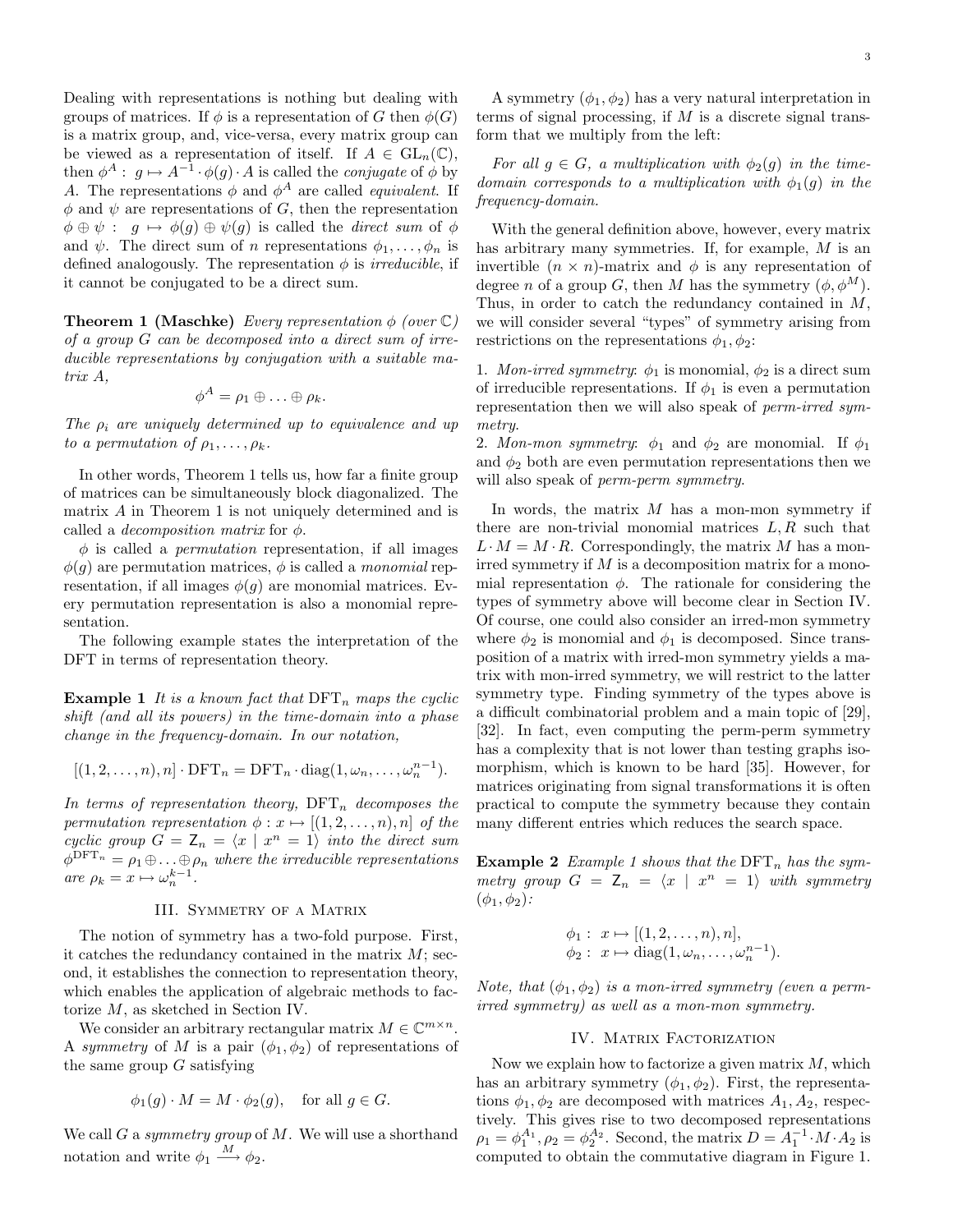Dealing with representations is nothing but dealing with groups of matrices. If $\phi$ is a representation of $G$ then $\phi(G)$ is a matrix group, and, vice-versa, every matrix group can be viewed as a representation of itself. If $A \in \mathrm{GL}_n(\mathbb{C})$, then $\phi^A : g \mapsto A^{-1} \cdot \phi(g) \cdot A$ is called the *conjugate* of $\phi$ by $A$. The representations $\phi$ and $\phi^A$ are called *equivalent*. If $\phi$ and $\psi$ are representations of $G$, then the representation $\phi \oplus \psi : g \mapsto \phi(g) \oplus \psi(g)$ is called the *direct sum* of $\phi$ and $\psi$. The direct sum of $n$ representations $\phi_1, \ldots, \phi_n$ is defined analogously. The representation $\phi$ is *irreducible*, if it cannot be conjugated to be a direct sum.

**Theorem 1 (Maschke)** *Every representation $\phi$ (over $\mathbb{C}$) of a group $G$ can be decomposed into a direct sum of irreducible representations by conjugation with a suitable matrix $A$,*

$$\phi^A = \rho_1 \oplus \ldots \oplus \rho_k.$$

*The $\rho_i$ are uniquely determined up to equivalence and up to a permutation of $\rho_1, \ldots, \rho_k$.*

In other words, Theorem 1 tells us, how far a finite group of matrices can be simultaneously block diagonalized. The matrix $A$ in Theorem 1 is not uniquely determined and is called a *decomposition matrix* for $\phi$.

$\phi$ is called a *permutation* representation, if all images $\phi(g)$ are permutation matrices, $\phi$ is called a *monomial* representation, if all images $\phi(g)$ are monomial matrices. Every permutation representation is also a monomial representation.

The following example states the interpretation of the DFT in terms of representation theory.

**Example 1** *It is a known fact that $\mathrm{DFT}_n$ maps the cyclic shift (and all its powers) in the time-domain into a phase change in the frequency-domain. In our notation,*

$$[(1, 2, \ldots, n), n] \cdot \mathrm{DFT}_n = \mathrm{DFT}_n \cdot \mathrm{diag}(1, \omega_n, \ldots, \omega_n^{n-1}).$$

*In terms of representation theory, $\mathrm{DFT}_n$ decomposes the permutation representation $\phi : x \mapsto [(1, 2, \ldots, n), n]$ of the cyclic group $G = \mathsf{Z}_n = \langle x \mid x^n = 1 \rangle$ into the direct sum $\phi^{\mathrm{DFT}_n} = \rho_1 \oplus \ldots \oplus \rho_n$ where the irreducible representations are $\rho_k = x \mapsto \omega_n^{k-1}$.*

## III. Symmetry of a Matrix

The notion of symmetry has a two-fold purpose. First, it catches the redundancy contained in the matrix $M$; second, it establishes the connection to representation theory, which enables the application of algebraic methods to factorize $M$, as sketched in Section IV.

We consider an arbitrary rectangular matrix $M \in \mathbb{C}^{m \times n}$. A *symmetry* of $M$ is a pair $(\phi_1, \phi_2)$ of representations of the same group $G$ satisfying

$$\phi_1(g) \cdot M = M \cdot \phi_2(g), \quad \text{for all } g \in G.$$

We call $G$ a *symmetry group* of $M$. We will use a shorthand notation and write $\phi_1 \xrightarrow{M} \phi_2$.

A symmetry $(\phi_1, \phi_2)$ has a very natural interpretation in terms of signal processing, if $M$ is a discrete signal transform that we multiply from the left:

*For all $g \in G$, a multiplication with $\phi_2(g)$ in the time-domain corresponds to a multiplication with $\phi_1(g)$ in the frequency-domain.*

With the general definition above, however, every matrix has arbitrary many symmetries. If, for example, $M$ is an invertible $(n \times n)$-matrix and $\phi$ is any representation of degree $n$ of a group $G$, then $M$ has the symmetry $(\phi, \phi^M)$. Thus, in order to catch the redundancy contained in $M$, we will consider several "types" of symmetry arising from restrictions on the representations $\phi_1, \phi_2$:

1. *Mon-irred symmetry*: $\phi_1$ is monomial, $\phi_2$ is a direct sum of irreducible representations. If $\phi_1$ is even a permutation representation then we will also speak of *perm-irred symmetry*.
2. *Mon-mon symmetry*: $\phi_1$ and $\phi_2$ are monomial. If $\phi_1$ and $\phi_2$ both are even permutation representations then we will also speak of *perm-perm symmetry*.

In words, the matrix $M$ has a mon-mon symmetry if there are non-trivial monomial matrices $L, R$ such that $L \cdot M = M \cdot R$. Correspondingly, the matrix $M$ has a mon-irred symmetry if $M$ is a decomposition matrix for a monomial representation $\phi$. The rationale for considering the types of symmetry above will become clear in Section IV. Of course, one could also consider an irred-mon symmetry where $\phi_2$ is monomial and $\phi_1$ is decomposed. Since transposition of a matrix with irred-mon symmetry yields a matrix with mon-irred symmetry, we will restrict to the latter symmetry type. Finding symmetry of the types above is a difficult combinatorial problem and a main topic of [29], [32]. In fact, even computing the perm-perm symmetry has a complexity that is not lower than testing graphs isomorphism, which is known to be hard [35]. However, for matrices originating from signal transformations it is often practical to compute the symmetry because they contain many different entries which reduces the search space.

**Example 2** *Example 1 shows that the $\mathrm{DFT}_n$ has the symmetry group $G = \mathsf{Z}_n = \langle x \mid x^n = 1 \rangle$ with symmetry $(\phi_1, \phi_2)$:*

$$\begin{aligned} \phi_1 &: x \mapsto [(1, 2, \ldots, n), n], \\ \phi_2 &: x \mapsto \mathrm{diag}(1, \omega_n, \ldots, \omega_n^{n-1}). \end{aligned}$$

*Note, that $(\phi_1, \phi_2)$ is a mon-irred symmetry (even a perm-irred symmetry) as well as a mon-mon symmetry.*

## IV. Matrix Factorization

Now we explain how to factorize a given matrix $M$, which has an arbitrary symmetry $(\phi_1, \phi_2)$. First, the representations $\phi_1, \phi_2$ are decomposed with matrices $A_1, A_2$, respectively. This gives rise to two decomposed representations $\rho_1 = \phi_1^{A_1}, \rho_2 = \phi_2^{A_2}$. Second, the matrix $D = A_1^{-1} \cdot M \cdot A_2$ is computed to obtain the commutative diagram in Figure 1.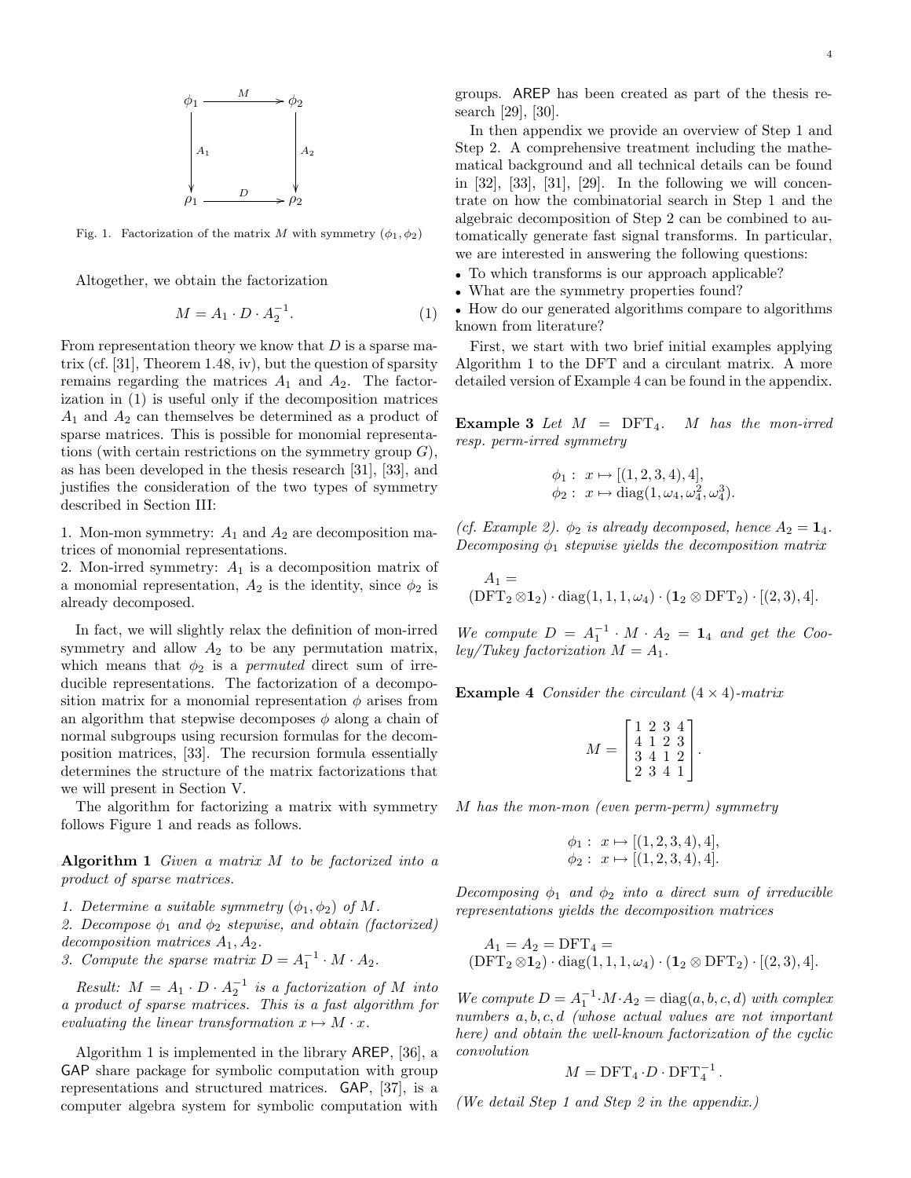$$\begin{array}{ccc} \phi_1 & \xrightarrow{M} & \phi_2 \\ \downarrow A_1 & & \downarrow A_2 \\ \rho_1 & \xrightarrow{D} & \rho_2 \end{array}$$

Fig. 1. Factorization of the matrix $M$ with symmetry $(\phi_1, \phi_2)$

Altogether, we obtain the factorization

$$M = A_1 \cdot D \cdot A_2^{-1}. \tag{1}$$

From representation theory we know that $D$ is a sparse matrix (cf. [31], Theorem 1.48, iv), but the question of sparsity remains regarding the matrices $A_1$ and $A_2$. The factorization in (1) is useful only if the decomposition matrices $A_1$ and $A_2$ can themselves be determined as a product of sparse matrices. This is possible for monomial representations (with certain restrictions on the symmetry group $G$), as has been developed in the thesis research [31], [33], and justifies the consideration of the two types of symmetry described in Section III:

1. Mon-mon symmetry: $A_1$ and $A_2$ are decomposition matrices of monomial representations.
2. Mon-irred symmetry: $A_1$ is a decomposition matrix of a monomial representation, $A_2$ is the identity, since $\phi_2$ is already decomposed.

In fact, we will slightly relax the definition of mon-irred symmetry and allow $A_2$ to be any permutation matrix, which means that $\phi_2$ is a *permuted* direct sum of irreducible representations. The factorization of a decomposition matrix for a monomial representation $\phi$ arises from an algorithm that stepwise decomposes $\phi$ along a chain of normal subgroups using recursion formulas for the decomposition matrices, [33]. The recursion formula essentially determines the structure of the matrix factorizations that we will present in Section V.

The algorithm for factorizing a matrix with symmetry follows Figure 1 and reads as follows.

**Algorithm 1** *Given a matrix $M$ to be factorized into a product of sparse matrices.*

*1. Determine a suitable symmetry $(\phi_1, \phi_2)$ of $M$.*
*2. Decompose $\phi_1$ and $\phi_2$ stepwise, and obtain (factorized) decomposition matrices $A_1, A_2$.*
*3. Compute the sparse matrix $D = A_1^{-1} \cdot M \cdot A_2$.*

*Result: $M = A_1 \cdot D \cdot A_2^{-1}$ is a factorization of $M$ into a product of sparse matrices. This is a fast algorithm for evaluating the linear transformation $x \mapsto M \cdot x$.*

Algorithm 1 is implemented in the library AREP, [36], a GAP share package for symbolic computation with group representations and structured matrices. GAP, [37], is a computer algebra system for symbolic computation with groups. AREP has been created as part of the thesis research [29], [30].

In then appendix we provide an overview of Step 1 and Step 2. A comprehensive treatment including the mathematical background and all technical details can be found in [32], [33], [31], [29]. In the following we will concentrate on how the combinatorial search in Step 1 and the algebraic decomposition of Step 2 can be combined to automatically generate fast signal transforms. In particular, we are interested in answering the following questions:

- To which transforms is our approach applicable?
- What are the symmetry properties found?
- How do our generated algorithms compare to algorithms known from literature?

First, we start with two brief initial examples applying Algorithm 1 to the DFT and a circulant matrix. A more detailed version of Example 4 can be found in the appendix.

**Example 3** *Let $M = \mathrm{DFT}_4$. $M$ has the mon-irred resp. perm-irred symmetry*

$$\begin{aligned} \phi_1 &: \ x \mapsto [(1,2,3,4), 4], \\ \phi_2 &: \ x \mapsto \mathrm{diag}(1, \omega_4, \omega_4^2, \omega_4^3). \end{aligned}$$

*(cf. Example 2). $\phi_2$ is already decomposed, hence $A_2 = \mathbf{1}_4$. Decomposing $\phi_1$ stepwise yields the decomposition matrix*

$$A_1 = (\mathrm{DFT}_2 \otimes \mathbf{1}_2) \cdot \mathrm{diag}(1,1,1,\omega_4) \cdot (\mathbf{1}_2 \otimes \mathrm{DFT}_2) \cdot [(2,3), 4].$$

*We compute $D = A_1^{-1} \cdot M \cdot A_2 = \mathbf{1}_4$ and get the Cooley/Tukey factorization $M = A_1$.*

**Example 4** *Consider the circulant $(4 \times 4)$-matrix*

$$M = \begin{bmatrix} 1 & 2 & 3 & 4 \\ 4 & 1 & 2 & 3 \\ 3 & 4 & 1 & 2 \\ 2 & 3 & 4 & 1 \end{bmatrix}.$$

*$M$ has the mon-mon (even perm-perm) symmetry*

$$\begin{aligned} \phi_1 &: \ x \mapsto [(1,2,3,4), 4], \\ \phi_2 &: \ x \mapsto [(1,2,3,4), 4]. \end{aligned}$$

*Decomposing $\phi_1$ and $\phi_2$ into a direct sum of irreducible representations yields the decomposition matrices*

$$A_1 = A_2 = \mathrm{DFT}_4 = (\mathrm{DFT}_2 \otimes \mathbf{1}_2) \cdot \mathrm{diag}(1,1,1,\omega_4) \cdot (\mathbf{1}_2 \otimes \mathrm{DFT}_2) \cdot [(2,3), 4].$$

*We compute $D = A_1^{-1} \cdot M \cdot A_2 = \mathrm{diag}(a,b,c,d)$ with complex numbers $a,b,c,d$ (whose actual values are not important here) and obtain the well-known factorization of the cyclic convolution*

$$M = \mathrm{DFT}_4 \cdot D \cdot \mathrm{DFT}_4^{-1}.$$

*(We detail Step 1 and Step 2 in the appendix.)*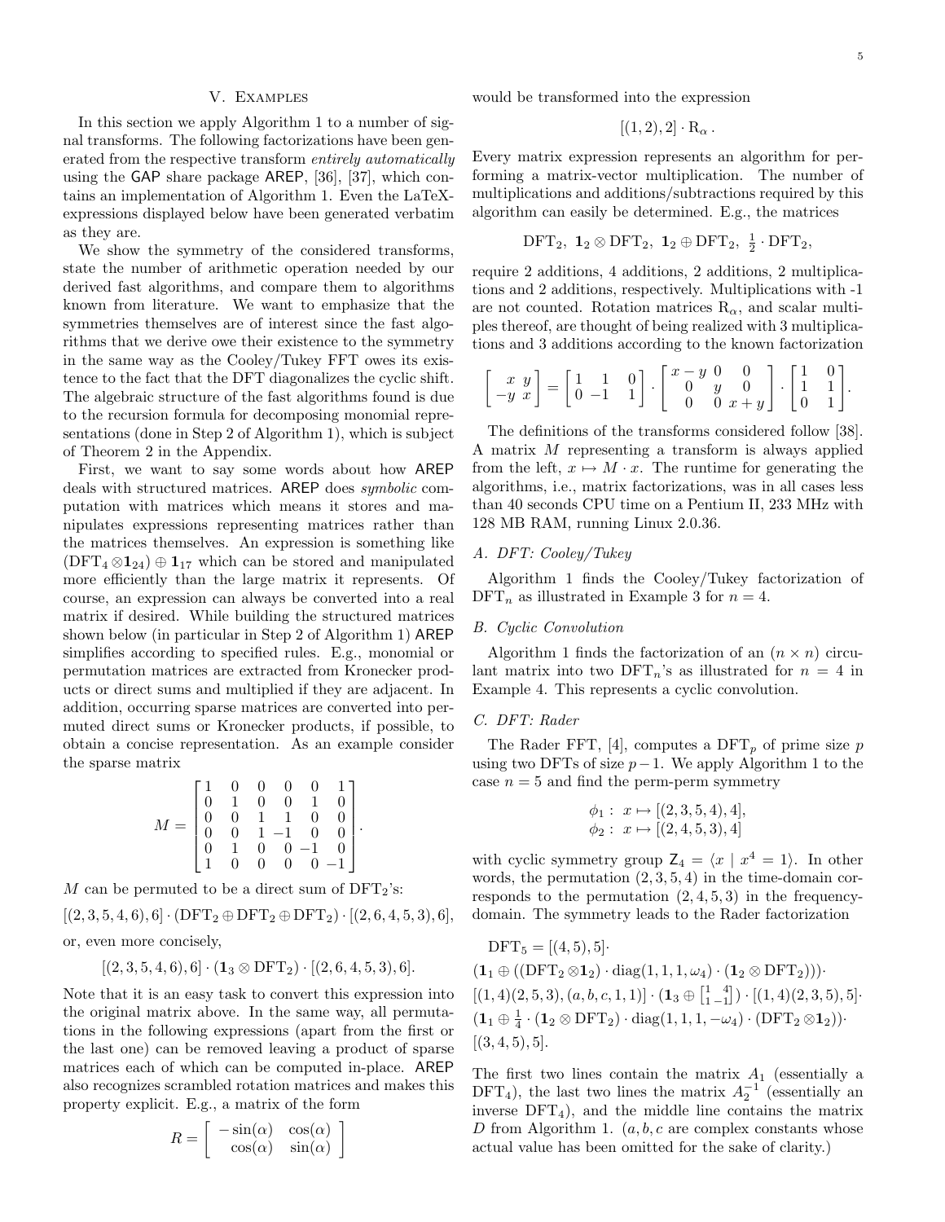## V. Examples

In this section we apply Algorithm 1 to a number of signal transforms. The following factorizations have been generated from the respective transform *entirely automatically* using the GAP share package AREP, [36], [37], which contains an implementation of Algorithm 1. Even the LaTeX-expressions displayed below have been generated verbatim as they are.

We show the symmetry of the considered transforms, state the number of arithmetic operation needed by our derived fast algorithms, and compare them to algorithms known from literature. We want to emphasize that the symmetries themselves are of interest since the fast algorithms that we derive owe their existence to the symmetry in the same way as the Cooley/Tukey FFT owes its existence to the fact that the DFT diagonalizes the cyclic shift. The algebraic structure of the fast algorithms found is due to the recursion formula for decomposing monomial representations (done in Step 2 of Algorithm 1), which is subject of Theorem 2 in the Appendix.

First, we want to say some words about how AREP deals with structured matrices. AREP does *symbolic* computation with matrices which means it stores and manipulates expressions representing matrices rather than the matrices themselves. An expression is something like $(\mathrm{DFT}_4 \otimes \mathbf{1}_{24}) \oplus \mathbf{1}_{17}$ which can be stored and manipulated more efficiently than the large matrix it represents. Of course, an expression can always be converted into a real matrix if desired. While building the structured matrices shown below (in particular in Step 2 of Algorithm 1) AREP simplifies according to specified rules. E.g., monomial or permutation matrices are extracted from Kronecker products or direct sums and multiplied if they are adjacent. In addition, occurring sparse matrices are converted into permuted direct sums or Kronecker products, if possible, to obtain a concise representation. As an example consider the sparse matrix

$$M = \begin{bmatrix} 1 & 0 & 0 & 0 & 0 & 1 \\ 0 & 1 & 0 & 0 & 1 & 0 \\ 0 & 0 & 1 & 1 & 0 & 0 \\ 0 & 0 & 1 & -1 & 0 & 0 \\ 0 & 1 & 0 & 0 & -1 & 0 \\ 1 & 0 & 0 & 0 & 0 & -1 \end{bmatrix}.$$

$M$ can be permuted to be a direct sum of $\mathrm{DFT}_2$'s:

$$[(2,3,5,4,6),6] \cdot (\mathrm{DFT}_2 \oplus \mathrm{DFT}_2 \oplus \mathrm{DFT}_2) \cdot [(2,6,4,5,3),6],$$

or, even more concisely,

$$[(2,3,5,4,6),6] \cdot (\mathbf{1}_3 \otimes \mathrm{DFT}_2) \cdot [(2,6,4,5,3),6].$$

Note that it is an easy task to convert this expression into the original matrix above. In the same way, all permutations in the following expressions (apart from the first or the last one) can be removed leaving a product of sparse matrices each of which can be computed in-place. AREP also recognizes scrambled rotation matrices and makes this property explicit. E.g., a matrix of the form

$$R = \begin{bmatrix} -\sin(\alpha) & \cos(\alpha) \\ \cos(\alpha) & \sin(\alpha) \end{bmatrix}$$

would be transformed into the expression

$$[(1,2),2] \cdot \mathrm{R}_\alpha .$$

Every matrix expression represents an algorithm for performing a matrix-vector multiplication. The number of multiplications and additions/subtractions required by this algorithm can easily be determined. E.g., the matrices

$$\mathrm{DFT}_2,\ \mathbf{1}_2 \otimes \mathrm{DFT}_2,\ \mathbf{1}_2 \oplus \mathrm{DFT}_2,\ \tfrac{1}{2} \cdot \mathrm{DFT}_2,$$

require 2 additions, 4 additions, 2 additions, 2 multiplications and 2 additions, respectively. Multiplications with -1 are not counted. Rotation matrices $\mathrm{R}_\alpha$, and scalar multiples thereof, are thought of being realized with 3 multiplications and 3 additions according to the known factorization

$$\begin{bmatrix} x & y \\ -y & x \end{bmatrix} = \begin{bmatrix} 1 & 1 & 0 \\ 0 & -1 & 1 \end{bmatrix} \cdot \begin{bmatrix} x-y & 0 & 0 \\ 0 & y & 0 \\ 0 & 0 & x+y \end{bmatrix} \cdot \begin{bmatrix} 1 & 0 \\ 1 & 1 \\ 0 & 1 \end{bmatrix}.$$

The definitions of the transforms considered follow [38]. A matrix $M$ representing a transform is always applied from the left, $x \mapsto M \cdot x$. The runtime for generating the algorithms, i.e., matrix factorizations, was in all cases less than 40 seconds CPU time on a Pentium II, 233 MHz with 128 MB RAM, running Linux 2.0.36.

### A. DFT: Cooley/Tukey

Algorithm 1 finds the Cooley/Tukey factorization of $\mathrm{DFT}_n$ as illustrated in Example 3 for $n = 4$.

### B. Cyclic Convolution

Algorithm 1 finds the factorization of an $(n \times n)$ circulant matrix into two $\mathrm{DFT}_n$'s as illustrated for $n = 4$ in Example 4. This represents a cyclic convolution.

### C. DFT: Rader

The Rader FFT, [4], computes a $\mathrm{DFT}_p$ of prime size $p$ using two DFTs of size $p-1$. We apply Algorithm 1 to the case $n = 5$ and find the perm-perm symmetry

$$\phi_1 :\ x \mapsto [(2,3,5,4),4],$$
$$\phi_2 :\ x \mapsto [(2,4,5,3),4]$$

with cyclic symmetry group $\mathsf{Z}_4 = \langle x \mid x^4 = 1 \rangle$. In other words, the permutation $(2,3,5,4)$ in the time-domain corresponds to the permutation $(2,4,5,3)$ in the frequency-domain. The symmetry leads to the Rader factorization

$$\begin{aligned}
&\mathrm{DFT}_5 = [(4,5),5] \cdot \\
&(\mathbf{1}_1 \oplus ((\mathrm{DFT}_2 \otimes \mathbf{1}_2) \cdot \mathrm{diag}(1,1,1,\omega_4) \cdot (\mathbf{1}_2 \otimes \mathrm{DFT}_2))) \cdot \\
&[(1,4)(2,5,3),(a,b,c,1,1)] \cdot (\mathbf{1}_3 \oplus \left[\begin{smallmatrix} 1 & 4 \\ 1 & -1 \end{smallmatrix}\right]) \cdot [(1,4)(2,3,5),5] \cdot \\
&(\mathbf{1}_1 \oplus \tfrac{1}{4} \cdot (\mathbf{1}_2 \otimes \mathrm{DFT}_2) \cdot \mathrm{diag}(1,1,1,-\omega_4) \cdot (\mathrm{DFT}_2 \otimes \mathbf{1}_2)) \cdot \\
&[(3,4,5),5].
\end{aligned}$$

The first two lines contain the matrix $A_1$ (essentially a $\mathrm{DFT}_4$), the last two lines the matrix $A_2^{-1}$ (essentially an inverse $\mathrm{DFT}_4$), and the middle line contains the matrix $D$ from Algorithm 1. ($a, b, c$ are complex constants whose actual value has been omitted for the sake of clarity.)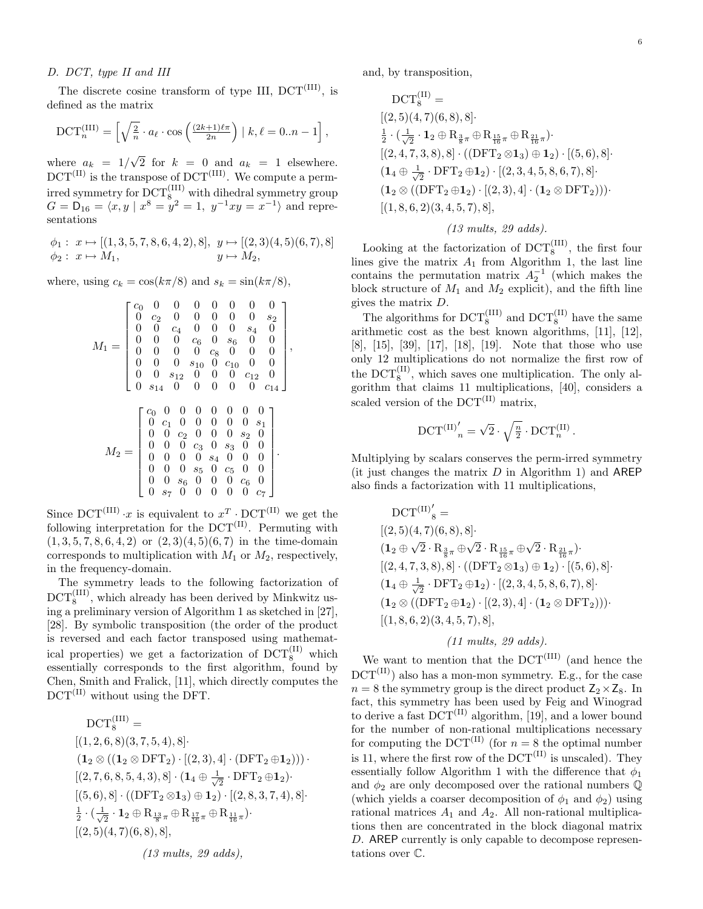### D. DCT, type II and III

The discrete cosine transform of type III, $\mathrm{DCT}^{(\mathrm{III})}$, is defined as the matrix

$$\mathrm{DCT}_n^{(\mathrm{III})} = \left[ \sqrt{\tfrac{2}{n}} \cdot a_\ell \cdot \cos\left(\tfrac{(2k+1)\ell\pi}{2n}\right) \mid k,\ell = 0..n-1 \right],$$

where $a_k = 1/\sqrt{2}$ for $k = 0$ and $a_k = 1$ elsewhere. $\mathrm{DCT}^{(\mathrm{II})}$ is the transpose of $\mathrm{DCT}^{(\mathrm{III})}$. We compute a perm-irred symmetry for $\mathrm{DCT}_8^{(\mathrm{III})}$ with dihedral symmetry group $G = \mathsf{D}_{16} = \langle x, y \mid x^8 = y^2 = 1,\ y^{-1}xy = x^{-1} \rangle$ and representations

$$\begin{array}{lll} \phi_1: & x \mapsto [(1,3,5,7,8,6,4,2),8], & y \mapsto [(2,3)(4,5)(6,7),8] \\ \phi_2: & x \mapsto M_1, & y \mapsto M_2, \end{array}$$

where, using $c_k = \cos(k\pi/8)$ and $s_k = \sin(k\pi/8)$,

$$M_1 = \begin{bmatrix} c_0 & 0 & 0 & 0 & 0 & 0 & 0 & 0 \\ 0 & c_2 & 0 & 0 & 0 & 0 & 0 & s_2 \\ 0 & 0 & c_4 & 0 & 0 & 0 & s_4 & 0 \\ 0 & 0 & 0 & c_6 & 0 & s_6 & 0 & 0 \\ 0 & 0 & 0 & 0 & c_8 & 0 & 0 & 0 \\ 0 & 0 & 0 & s_{10} & 0 & c_{10} & 0 & 0 \\ 0 & 0 & s_{12} & 0 & 0 & 0 & c_{12} & 0 \\ 0 & s_{14} & 0 & 0 & 0 & 0 & 0 & c_{14} \end{bmatrix},$$

$$M_2 = \begin{bmatrix} c_0 & 0 & 0 & 0 & 0 & 0 & 0 & 0 \\ 0 & c_1 & 0 & 0 & 0 & 0 & 0 & s_1 \\ 0 & 0 & c_2 & 0 & 0 & 0 & s_2 & 0 \\ 0 & 0 & 0 & c_3 & 0 & s_3 & 0 & 0 \\ 0 & 0 & 0 & 0 & s_4 & 0 & 0 & 0 \\ 0 & 0 & 0 & s_5 & 0 & c_5 & 0 & 0 \\ 0 & 0 & s_6 & 0 & 0 & 0 & c_6 & 0 \\ 0 & s_7 & 0 & 0 & 0 & 0 & 0 & c_7 \end{bmatrix}.$$

Since $\mathrm{DCT}^{(\mathrm{III})} \cdot x$ is equivalent to $x^T \cdot \mathrm{DCT}^{(\mathrm{II})}$ we get the following interpretation for the $\mathrm{DCT}^{(\mathrm{II})}$. Permuting with $(1,3,5,7,8,6,4,2)$ or $(2,3)(4,5)(6,7)$ in the time-domain corresponds to multiplication with $M_1$ or $M_2$, respectively, in the frequency-domain.

The symmetry leads to the following factorization of $\mathrm{DCT}_8^{(\mathrm{III})}$, which already has been derived by Minkwitz using a preliminary version of Algorithm 1 as sketched in [27], [28]. By symbolic transposition (the order of the product is reversed and each factor transposed using mathematical properties) we get a factorization of $\mathrm{DCT}_8^{(\mathrm{II})}$ which essentially corresponds to the first algorithm, found by Chen, Smith and Fralick, [11], which directly computes the $\mathrm{DCT}^{(\mathrm{II})}$ without using the DFT.

$$\begin{aligned} &\mathrm{DCT}_8^{(\mathrm{III})} = \\ &[(1,2,6,8)(3,7,5,4),8] \cdot \\ &(\mathbf{1}_2 \otimes ((\mathbf{1}_2 \otimes \mathrm{DFT}_2) \cdot [(2,3),4] \cdot (\mathrm{DFT}_2 \oplus \mathbf{1}_2))) \cdot \\ &[(2,7,6,8,5,4,3),8] \cdot (\mathbf{1}_4 \oplus \tfrac{1}{\sqrt{2}} \cdot \mathrm{DFT}_2 \oplus \mathbf{1}_2) \cdot \\ &[(5,6),8] \cdot ((\mathrm{DFT}_2 \otimes \mathbf{1}_3) \oplus \mathbf{1}_2) \cdot [(2,8,3,7,4),8] \cdot \\ &\tfrac{1}{2} \cdot (\tfrac{1}{\sqrt{2}} \cdot \mathbf{1}_2 \oplus \mathrm{R}_{\frac{13}{8}\pi} \oplus \mathrm{R}_{\frac{17}{16}\pi} \oplus \mathrm{R}_{\frac{11}{16}\pi}) \cdot \\ &[(2,5)(4,7)(6,8),8], \end{aligned}$$

*(13 mults, 29 adds),*

and, by transposition,

$$\begin{aligned} &\mathrm{DCT}_8^{(\mathrm{II})} = \\ &[(2,5)(4,7)(6,8),8] \cdot \\ &\tfrac{1}{2} \cdot (\tfrac{1}{\sqrt{2}} \cdot \mathbf{1}_2 \oplus \mathrm{R}_{\frac{3}{8}\pi} \oplus \mathrm{R}_{\frac{15}{16}\pi} \oplus \mathrm{R}_{\frac{21}{16}\pi}) \cdot \\ &[(2,4,7,3,8),8] \cdot ((\mathrm{DFT}_2 \otimes \mathbf{1}_3) \oplus \mathbf{1}_2) \cdot [(5,6),8] \cdot \\ &(\mathbf{1}_4 \oplus \tfrac{1}{\sqrt{2}} \cdot \mathrm{DFT}_2 \oplus \mathbf{1}_2) \cdot [(2,3,4,5,8,6,7),8] \cdot \\ &(\mathbf{1}_2 \otimes ((\mathrm{DFT}_2 \oplus \mathbf{1}_2) \cdot [(2,3),4] \cdot (\mathbf{1}_2 \otimes \mathrm{DFT}_2))) \cdot \\ &[(1,8,6,2)(3,4,5,7),8], \end{aligned}$$

*(13 mults, 29 adds).*

Looking at the factorization of $\mathrm{DCT}_8^{(\mathrm{III})}$, the first four lines give the matrix $A_1$ from Algorithm 1, the last line contains the permutation matrix $A_2^{-1}$ (which makes the block structure of $M_1$ and $M_2$ explicit), and the fifth line gives the matrix $D$.

The algorithms for $\mathrm{DCT}_8^{(\mathrm{III})}$ and $\mathrm{DCT}_8^{(\mathrm{II})}$ have the same arithmetic cost as the best known algorithms, [11], [12], [8], [15], [39], [17], [18], [19]. Note that those who use only 12 multiplications do not normalize the first row of the $\mathrm{DCT}_8^{(\mathrm{II})}$, which saves one multiplication. The only algorithm that claims 11 multiplications, [40], considers a scaled version of the $\mathrm{DCT}^{(\mathrm{II})}$ matrix,

$$\mathrm{DCT}^{(\mathrm{II})'}{}_n = \sqrt{2} \cdot \sqrt{\tfrac{n}{2}} \cdot \mathrm{DCT}_n^{(\mathrm{II})}.$$

Multiplying by scalars conserves the perm-irred symmetry (it just changes the matrix $D$ in Algorithm 1) and AREP also finds a factorization with 11 multiplications,

$$\begin{aligned} &\mathrm{DCT}^{(\mathrm{II})'}{}_8 = \\ &[(2,5)(4,7)(6,8),8] \cdot \\ &(\mathbf{1}_2 \oplus \sqrt{2} \cdot \mathrm{R}_{\frac{3}{8}\pi} \oplus \sqrt{2} \cdot \mathrm{R}_{\frac{15}{16}\pi} \oplus \sqrt{2} \cdot \mathrm{R}_{\frac{21}{16}\pi}) \cdot \\ &[(2,4,7,3,8),8] \cdot ((\mathrm{DFT}_2 \otimes \mathbf{1}_3) \oplus \mathbf{1}_2) \cdot [(5,6),8] \cdot \\ &(\mathbf{1}_4 \oplus \tfrac{1}{\sqrt{2}} \cdot \mathrm{DFT}_2 \oplus \mathbf{1}_2) \cdot [(2,3,4,5,8,6,7),8] \cdot \\ &(\mathbf{1}_2 \otimes ((\mathrm{DFT}_2 \oplus \mathbf{1}_2) \cdot [(2,3),4] \cdot (\mathbf{1}_2 \otimes \mathrm{DFT}_2))) \cdot \\ &[(1,8,6,2)(3,4,5,7),8], \end{aligned}$$

*(11 mults, 29 adds).*

We want to mention that the $\mathrm{DCT}^{(\mathrm{III})}$ (and hence the $\mathrm{DCT}^{(\mathrm{II})}$) also has a mon-mon symmetry. E.g., for the case $n = 8$ the symmetry group is the direct product $\mathsf{Z}_2 \times \mathsf{Z}_8$. In fact, this symmetry has been used by Feig and Winograd to derive a fast $\mathrm{DCT}^{(\mathrm{II})}$ algorithm, [19], and a lower bound for the number of non-rational multiplications necessary for computing the $\mathrm{DCT}^{(\mathrm{II})}$ (for $n = 8$ the optimal number is 11, where the first row of the $\mathrm{DCT}^{(\mathrm{II})}$ is unscaled). They essentially follow Algorithm 1 with the difference that $\phi_1$ and $\phi_2$ are only decomposed over the rational numbers $\mathbb{Q}$ (which yields a coarser decomposition of $\phi_1$ and $\phi_2$) using rational matrices $A_1$ and $A_2$. All non-rational multiplications then are concentrated in the block diagonal matrix $D$. AREP currently is only capable to decompose representations over $\mathbb{C}$.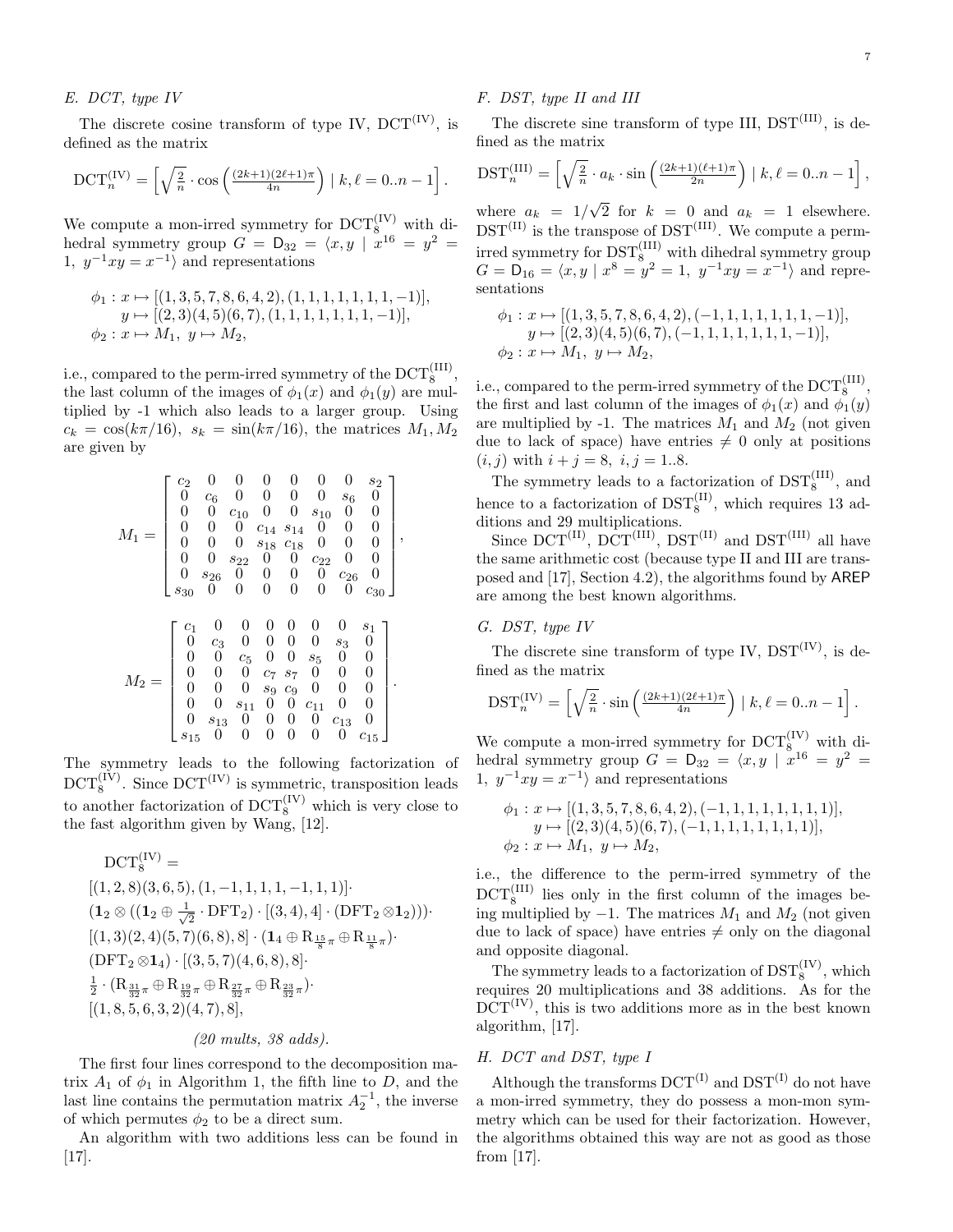### E. DCT, type IV

The discrete cosine transform of type IV, $\mathrm{DCT}^{(\mathrm{IV})}$, is defined as the matrix

$$\mathrm{DCT}_n^{(\mathrm{IV})} = \left[\sqrt{\tfrac{2}{n}} \cdot \cos\left(\tfrac{(2k+1)(2\ell+1)\pi}{4n}\right) \mid k, \ell = 0..n-1\right].$$

We compute a mon-irred symmetry for $\mathrm{DCT}_8^{(\mathrm{IV})}$ with dihedral symmetry group $G = \mathsf{D}_{32} = \langle x, y \mid x^{16} = y^2 = 1,\ y^{-1}xy = x^{-1}\rangle$ and representations

$$\begin{aligned}\phi_1 : x &\mapsto [(1,3,5,7,8,6,4,2),(1,1,1,1,1,1,1,-1)],\\ y &\mapsto [(2,3)(4,5)(6,7),(1,1,1,1,1,1,1,-1)],\\ \phi_2 : x &\mapsto M_1,\ y \mapsto M_2,\end{aligned}$$

i.e., compared to the perm-irred symmetry of the $\mathrm{DCT}_8^{(\mathrm{III})}$, the last column of the images of $\phi_1(x)$ and $\phi_1(y)$ are multiplied by -1 which also leads to a larger group. Using $c_k = \cos(k\pi/16),\ s_k = \sin(k\pi/16)$, the matrices $M_1, M_2$ are given by

$$M_1 = \begin{bmatrix} c_2 & 0 & 0 & 0 & 0 & 0 & 0 & s_2 \\ 0 & c_6 & 0 & 0 & 0 & 0 & s_6 & 0 \\ 0 & 0 & c_{10} & 0 & 0 & s_{10} & 0 & 0 \\ 0 & 0 & 0 & c_{14} & s_{14} & 0 & 0 & 0 \\ 0 & 0 & 0 & s_{18} & c_{18} & 0 & 0 & 0 \\ 0 & 0 & s_{22} & 0 & 0 & c_{22} & 0 & 0 \\ 0 & s_{26} & 0 & 0 & 0 & 0 & c_{26} & 0 \\ s_{30} & 0 & 0 & 0 & 0 & 0 & 0 & c_{30} \end{bmatrix},$$

$$M_2 = \begin{bmatrix} c_1 & 0 & 0 & 0 & 0 & 0 & 0 & s_1 \\ 0 & c_3 & 0 & 0 & 0 & 0 & s_3 & 0 \\ 0 & 0 & c_5 & 0 & 0 & s_5 & 0 & 0 \\ 0 & 0 & 0 & c_7 & s_7 & 0 & 0 & 0 \\ 0 & 0 & 0 & s_9 & c_9 & 0 & 0 & 0 \\ 0 & 0 & s_{11} & 0 & 0 & c_{11} & 0 & 0 \\ 0 & s_{13} & 0 & 0 & 0 & 0 & c_{13} & 0 \\ s_{15} & 0 & 0 & 0 & 0 & 0 & 0 & c_{15} \end{bmatrix}.$$

The symmetry leads to the following factorization of $\mathrm{DCT}_8^{(\mathrm{IV})}$. Since $\mathrm{DCT}^{(\mathrm{IV})}$ is symmetric, transposition leads to another factorization of $\mathrm{DCT}_8^{(\mathrm{IV})}$ which is very close to the fast algorithm given by Wang, [12].

$$\begin{aligned}&\mathrm{DCT}_8^{(\mathrm{IV})} = \\ &[(1,2,8)(3,6,5),(1,-1,1,1,1,-1,1,1)]\cdot \\ &(\mathbf{1}_2 \otimes ((\mathbf{1}_2 \oplus \tfrac{1}{\sqrt{2}} \cdot \mathrm{DFT}_2) \cdot [(3,4),4] \cdot (\mathrm{DFT}_2 \otimes \mathbf{1}_2)))\cdot \\ &[(1,3)(2,4)(5,7)(6,8),8] \cdot (\mathbf{1}_4 \oplus \mathrm{R}_{\frac{15}{8}\pi} \oplus \mathrm{R}_{\frac{11}{8}\pi})\cdot \\ &(\mathrm{DFT}_2 \otimes \mathbf{1}_4) \cdot [(3,5,7)(4,6,8),8]\cdot \\ &\tfrac{1}{2} \cdot (\mathrm{R}_{\frac{31}{32}\pi} \oplus \mathrm{R}_{\frac{19}{32}\pi} \oplus \mathrm{R}_{\frac{27}{32}\pi} \oplus \mathrm{R}_{\frac{23}{32}\pi})\cdot \\ &[(1,8,5,6,3,2)(4,7),8],\end{aligned}$$

*(20 mults, 38 adds).*

The first four lines correspond to the decomposition matrix $A_1$ of $\phi_1$ in Algorithm 1, the fifth line to $D$, and the last line contains the permutation matrix $A_2^{-1}$, the inverse of which permutes $\phi_2$ to be a direct sum.

An algorithm with two additions less can be found in [17].

### F. DST, type II and III

The discrete sine transform of type III, $\mathrm{DST}^{(\mathrm{III})}$, is defined as the matrix

$$\mathrm{DST}_n^{(\mathrm{III})} = \left[\sqrt{\tfrac{2}{n}} \cdot a_k \cdot \sin\left(\tfrac{(2k+1)(\ell+1)\pi}{2n}\right) \mid k, \ell = 0..n-1\right],$$

where $a_k = 1/\sqrt{2}$ for $k = 0$ and $a_k = 1$ elsewhere. $\mathrm{DST}^{(\mathrm{II})}$ is the transpose of $\mathrm{DST}^{(\mathrm{III})}$. We compute a perm-irred symmetry for $\mathrm{DST}_8^{(\mathrm{III})}$ with dihedral symmetry group $G = \mathsf{D}_{16} = \langle x, y \mid x^8 = y^2 = 1,\ y^{-1}xy = x^{-1}\rangle$ and representations

$$\begin{aligned}\phi_1 : x &\mapsto [(1,3,5,7,8,6,4,2),(-1,1,1,1,1,1,1,-1)],\\ y &\mapsto [(2,3)(4,5)(6,7),(-1,1,1,1,1,1,1,-1)],\\ \phi_2 : x &\mapsto M_1,\ y \mapsto M_2,\end{aligned}$$

i.e., compared to the perm-irred symmetry of the $\mathrm{DCT}_8^{(\mathrm{III})}$, the first and last column of the images of $\phi_1(x)$ and $\phi_1(y)$ are multiplied by -1. The matrices $M_1$ and $M_2$ (not given due to lack of space) have entries $\neq 0$ only at positions $(i,j)$ with $i + j = 8,\ i,j = 1..8$.

The symmetry leads to a factorization of $\mathrm{DST}_8^{(\mathrm{III})}$, and hence to a factorization of $\mathrm{DST}_8^{(\mathrm{II})}$, which requires 13 additions and 29 multiplications.

Since $\mathrm{DCT}^{(\mathrm{II})}$, $\mathrm{DCT}^{(\mathrm{III})}$, $\mathrm{DST}^{(\mathrm{II})}$ and $\mathrm{DST}^{(\mathrm{III})}$ all have the same arithmetic cost (because type II and III are transposed and [17], Section 4.2), the algorithms found by AREP are among the best known algorithms.

### G. DST, type IV

The discrete sine transform of type IV, $\mathrm{DST}^{(\mathrm{IV})}$, is defined as the matrix

$$\mathrm{DST}_n^{(\mathrm{IV})} = \left[\sqrt{\tfrac{2}{n}} \cdot \sin\left(\tfrac{(2k+1)(2\ell+1)\pi}{4n}\right) \mid k, \ell = 0..n-1\right].$$

We compute a mon-irred symmetry for $\mathrm{DCT}_8^{(\mathrm{IV})}$ with dihedral symmetry group $G = \mathsf{D}_{32} = \langle x, y \mid x^{16} = y^2 = 1,\ y^{-1}xy = x^{-1}\rangle$ and representations

$$\begin{aligned}\phi_1 : x &\mapsto [(1,3,5,7,8,6,4,2),(-1,1,1,1,1,1,1,1)],\\ y &\mapsto [(2,3)(4,5)(6,7),(-1,1,1,1,1,1,1,1)],\\ \phi_2 : x &\mapsto M_1,\ y \mapsto M_2,\end{aligned}$$

i.e., the difference to the perm-irred symmetry of the $\mathrm{DCT}_8^{(\mathrm{III})}$ lies only in the first column of the images being multiplied by $-1$. The matrices $M_1$ and $M_2$ (not given due to lack of space) have entries $\neq$ only on the diagonal and opposite diagonal.

The symmetry leads to a factorization of $\mathrm{DST}_8^{(\mathrm{IV})}$, which requires 20 multiplications and 38 additions. As for the $\mathrm{DCT}^{(\mathrm{IV})}$, this is two additions more as in the best known algorithm, [17].

### H. DCT and DST, type I

Although the transforms $\mathrm{DCT}^{(\mathrm{I})}$ and $\mathrm{DST}^{(\mathrm{I})}$ do not have a mon-irred symmetry, they do possess a mon-mon symmetry which can be used for their factorization. However, the algorithms obtained this way are not as good as those from [17].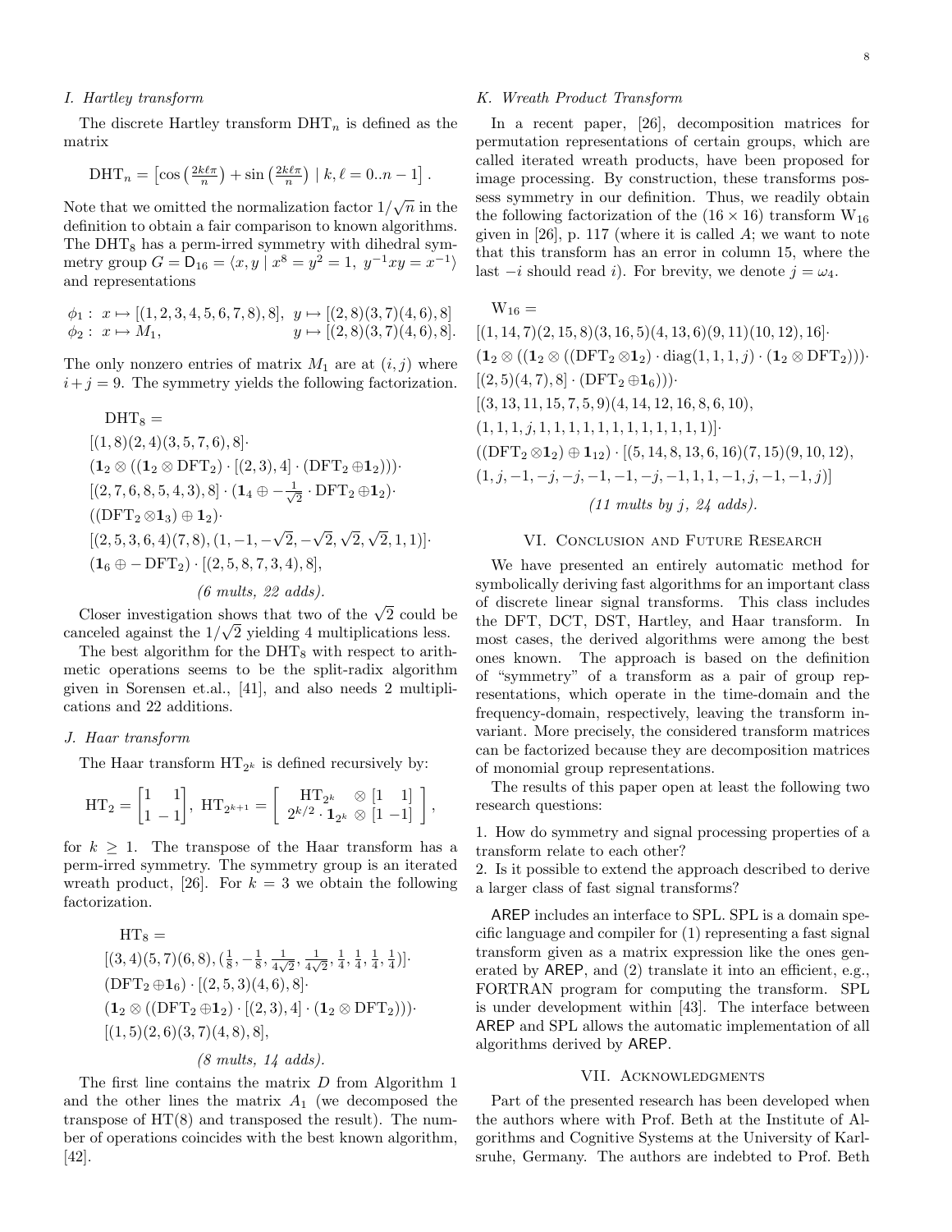### I. Hartley transform

The discrete Hartley transform $\mathrm{DHT}_n$ is defined as the matrix

$$\mathrm{DHT}_n = \left[\cos\left(\tfrac{2k\ell\pi}{n}\right) + \sin\left(\tfrac{2k\ell\pi}{n}\right) \mid k, \ell = 0..n-1\right].$$

Note that we omitted the normalization factor $1/\sqrt{n}$ in the definition to obtain a fair comparison to known algorithms. The $\mathrm{DHT}_8$ has a perm-irred symmetry with dihedral symmetry group $G = \mathsf{D}_{16} = \langle x, y \mid x^8 = y^2 = 1,\ y^{-1}xy = x^{-1}\rangle$ and representations

$$\begin{array}{ll} \phi_1: \ x \mapsto [(1,2,3,4,5,6,7,8),8], & y \mapsto [(2,8)(3,7)(4,6),8] \\ \phi_2: \ x \mapsto M_1, & y \mapsto [(2,8)(3,7)(4,6),8]. \end{array}$$

The only nonzero entries of matrix $M_1$ are at $(i,j)$ where $i+j=9$. The symmetry yields the following factorization.

$$\begin{array}{l} \mathrm{DHT}_8 = \\ [(1,8)(2,4)(3,5,7,6),8] \cdot \\ (\mathbf{1}_2 \otimes ((\mathbf{1}_2 \otimes \mathrm{DFT}_2) \cdot [(2,3),4] \cdot (\mathrm{DFT}_2 \oplus \mathbf{1}_2))) \cdot \\ [(2,7,6,8,5,4,3),8] \cdot (\mathbf{1}_4 \oplus -\tfrac{1}{\sqrt{2}} \cdot \mathrm{DFT}_2 \oplus \mathbf{1}_2) \cdot \\ ((\mathrm{DFT}_2 \otimes \mathbf{1}_3) \oplus \mathbf{1}_2) \cdot \\ [(2,5,3,6,4)(7,8),(1,-1,-\sqrt{2},-\sqrt{2},\sqrt{2},\sqrt{2},1,1)] \cdot \\ (\mathbf{1}_6 \oplus -\mathrm{DFT}_2) \cdot [(2,5,8,7,3,4),8], \end{array}$$

*(6 mults, 22 adds).*

Closer investigation shows that two of the $\sqrt{2}$ could be canceled against the $1/\sqrt{2}$ yielding 4 multiplications less.

The best algorithm for the $\mathrm{DHT}_8$ with respect to arithmetic operations seems to be the split-radix algorithm given in Sorensen et.al., [41], and also needs 2 multiplications and 22 additions.

### J. Haar transform

The Haar transform $\mathrm{HT}_{2^k}$ is defined recursively by:

$$\mathrm{HT}_2 = \begin{bmatrix} 1 & 1 \\ 1 & -1 \end{bmatrix},\ \mathrm{HT}_{2^{k+1}} = \begin{bmatrix} \mathrm{HT}_{2^k} & \otimes [1 \quad 1] \\ 2^{k/2} \cdot \mathbf{1}_{2^k} & \otimes [1 \ -1] \end{bmatrix},$$

for $k \geq 1$. The transpose of the Haar transform has a perm-irred symmetry. The symmetry group is an iterated wreath product, [26]. For $k = 3$ we obtain the following factorization.

$$\begin{array}{l} \mathrm{HT}_8 = \\ [(3,4)(5,7)(6,8),(\tfrac{1}{8},-\tfrac{1}{8},\tfrac{1}{4\sqrt{2}},\tfrac{1}{4\sqrt{2}},\tfrac{1}{4},\tfrac{1}{4},\tfrac{1}{4},\tfrac{1}{4})] \cdot \\ (\mathrm{DFT}_2 \oplus \mathbf{1}_6) \cdot [(2,5,3)(4,6),8] \cdot \\ (\mathbf{1}_2 \otimes ((\mathrm{DFT}_2 \oplus \mathbf{1}_2) \cdot [(2,3),4] \cdot (\mathbf{1}_2 \otimes \mathrm{DFT}_2))) \cdot \\ [(1,5)(2,6)(3,7)(4,8),8], \end{array}$$

*(8 mults, 14 adds).*

The first line contains the matrix $D$ from Algorithm 1 and the other lines the matrix $A_1$ (we decomposed the transpose of HT(8) and transposed the result). The number of operations coincides with the best known algorithm, [42].

### K. Wreath Product Transform

In a recent paper, [26], decomposition matrices for permutation representations of certain groups, which are called iterated wreath products, have been proposed for image processing. By construction, these transforms possess symmetry in our definition. Thus, we readily obtain the following factorization of the $(16 \times 16)$ transform $\mathrm{W}_{16}$ given in [26], p. 117 (where it is called $A$; we want to note that this transform has an error in column 15, where the last $-i$ should read $i$). For brevity, we denote $j = \omega_4$.

$$\begin{array}{l} \mathrm{W}_{16} = \\ [(1,14,7)(2,15,8)(3,16,5)(4,13,6)(9,11)(10,12),16] \cdot \\ (\mathbf{1}_2 \otimes ((\mathbf{1}_2 \otimes ((\mathrm{DFT}_2 \otimes \mathbf{1}_2) \cdot \mathrm{diag}(1,1,1,j) \cdot (\mathbf{1}_2 \otimes \mathrm{DFT}_2))) \cdot \\ [(2,5)(4,7),8] \cdot (\mathrm{DFT}_2 \oplus \mathbf{1}_6))) \cdot \\ [(3,13,11,15,7,5,9)(4,14,12,16,8,6,10), \\ (1,1,1,j,1,1,1,1,1,1,1,1,1,1,1,1)] \cdot \\ ((\mathrm{DFT}_2 \otimes \mathbf{1}_2) \oplus \mathbf{1}_{12}) \cdot [(5,14,8,13,6,16)(7,15)(9,10,12), \\ (1,j,-1,-j,-j,-1,-1,-j,-1,1,1,-1,j,-1,-1,j)] \end{array}$$

*(11 mults by j, 24 adds).*

## VI. Conclusion and Future Research

We have presented an entirely automatic method for symbolically deriving fast algorithms for an important class of discrete linear signal transforms. This class includes the DFT, DCT, DST, Hartley, and Haar transform. In most cases, the derived algorithms were among the best ones known. The approach is based on the definition of "symmetry" of a transform as a pair of group representations, which operate in the time-domain and the frequency-domain, respectively, leaving the transform invariant. More precisely, the considered transform matrices can be factorized because they are decomposition matrices of monomial group representations.

The results of this paper open at least the following two research questions:

1. How do symmetry and signal processing properties of a transform relate to each other?
2. Is it possible to extend the approach described to derive a larger class of fast signal transforms?

AREP includes an interface to SPL. SPL is a domain specific language and compiler for (1) representing a fast signal transform given as a matrix expression like the ones generated by AREP, and (2) translate it into an efficient, e.g., FORTRAN program for computing the transform. SPL is under development within [43]. The interface between AREP and SPL allows the automatic implementation of all algorithms derived by AREP.

## VII. Acknowledgments

Part of the presented research has been developed when the authors where with Prof. Beth at the Institute of Algorithms and Cognitive Systems at the University of Karlsruhe, Germany. The authors are indebted to Prof. Beth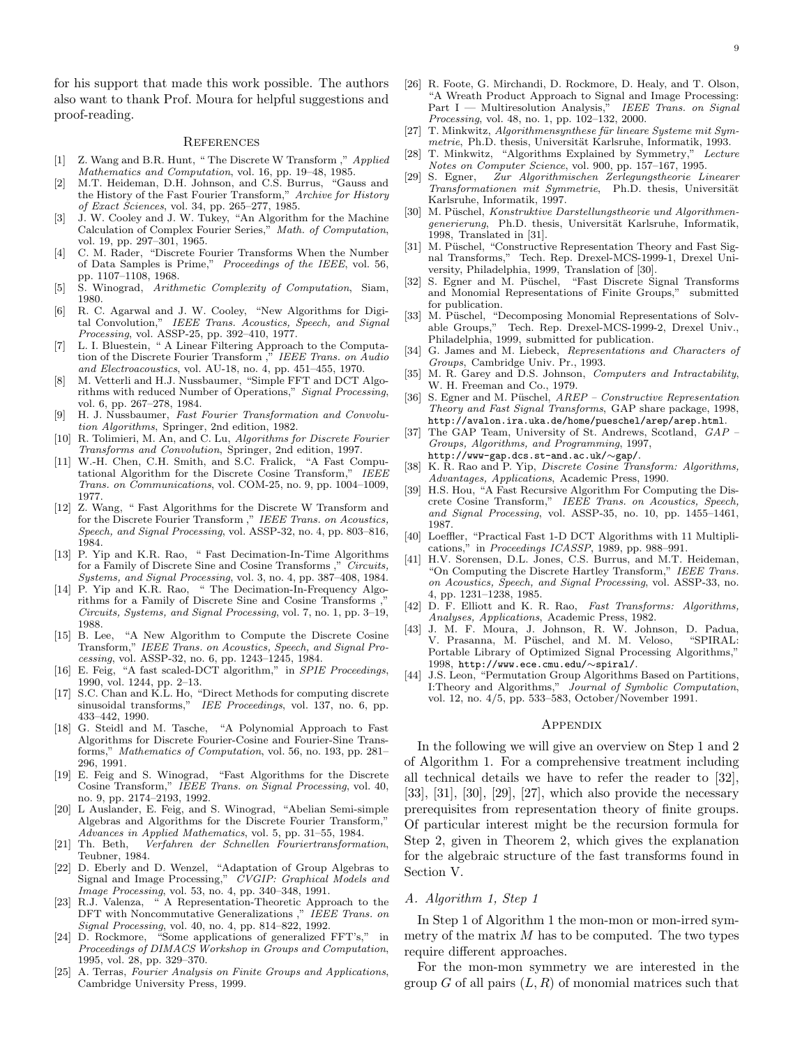for his support that made this work possible. The authors also want to thank Prof. Moura for helpful suggestions and proof-reading.

## References

[1] Z. Wang and B.R. Hunt, " The Discrete W Transform ," *Applied Mathematics and Computation*, vol. 16, pp. 19–48, 1985.

[2] M.T. Heideman, D.H. Johnson, and C.S. Burrus, "Gauss and the History of the Fast Fourier Transform," *Archive for History of Exact Sciences*, vol. 34, pp. 265–277, 1985.

[3] J. W. Cooley and J. W. Tukey, "An Algorithm for the Machine Calculation of Complex Fourier Series," *Math. of Computation*, vol. 19, pp. 297–301, 1965.

[4] C. M. Rader, "Discrete Fourier Transforms When the Number of Data Samples is Prime," *Proceedings of the IEEE*, vol. 56, pp. 1107–1108, 1968.

[5] S. Winograd, *Arithmetic Complexity of Computation*, Siam, 1980.

[6] R. C. Agarwal and J. W. Cooley, "New Algorithms for Digital Convolution," *IEEE Trans. Acoustics, Speech, and Signal Processing*, vol. ASSP-25, pp. 392–410, 1977.

[7] L. I. Bluestein, " A Linear Filtering Approach to the Computation of the Discrete Fourier Transform ," *IEEE Trans. on Audio and Electroacoustics*, vol. AU-18, no. 4, pp. 451–455, 1970.

[8] M. Vetterli and H.J. Nussbaumer, "Simple FFT and DCT Algorithms with reduced Number of Operations," *Signal Processing*, vol. 6, pp. 267–278, 1984.

[9] H. J. Nussbaumer, *Fast Fourier Transformation and Convolution Algorithms*, Springer, 2nd edition, 1982.

[10] R. Tolimieri, M. An, and C. Lu, *Algorithms for Discrete Fourier Transforms and Convolution*, Springer, 2nd edition, 1997.

[11] W.-H. Chen, C.H. Smith, and S.C. Fralick, "A Fast Computational Algorithm for the Discrete Cosine Transform," *IEEE Trans. on Communications*, vol. COM-25, no. 9, pp. 1004–1009, 1977.

[12] Z. Wang, " Fast Algorithms for the Discrete W Transform and for the Discrete Fourier Transform ," *IEEE Trans. on Acoustics, Speech, and Signal Processing*, vol. ASSP-32, no. 4, pp. 803–816, 1984.

[13] P. Yip and K.R. Rao, " Fast Decimation-In-Time Algorithms for a Family of Discrete Sine and Cosine Transforms ," *Circuits, Systems, and Signal Processing*, vol. 3, no. 4, pp. 387–408, 1984.

[14] P. Yip and K.R. Rao, " The Decimation-In-Frequency Algorithms for a Family of Discrete Sine and Cosine Transforms ," *Circuits, Systems, and Signal Processing*, vol. 7, no. 1, pp. 3–19, 1988.

[15] B. Lee, "A New Algorithm to Compute the Discrete Cosine Transform," *IEEE Trans. on Acoustics, Speech, and Signal Processing*, vol. ASSP-32, no. 6, pp. 1243–1245, 1984.

[16] E. Feig, "A fast scaled-DCT algorithm," in *SPIE Proceedings*, 1990, vol. 1244, pp. 2–13.

[17] S.C. Chan and K.L. Ho, "Direct Methods for computing discrete sinusoidal transforms," *IEE Proceedings*, vol. 137, no. 6, pp. 433–442, 1990.

[18] G. Steidl and M. Tasche, "A Polynomial Approach to Fast Algorithms for Discrete Fourier-Cosine and Fourier-Sine Transforms," *Mathematics of Computation*, vol. 56, no. 193, pp. 281–296, 1991.

[19] E. Feig and S. Winograd, "Fast Algorithms for the Discrete Cosine Transform," *IEEE Trans. on Signal Processing*, vol. 40, no. 9, pp. 2174–2193, 1992.

[20] L Auslander, E. Feig, and S. Winograd, "Abelian Semi-simple Algebras and Algorithms for the Discrete Fourier Transform," *Advances in Applied Mathematics*, vol. 5, pp. 31–55, 1984.

[21] Th. Beth, *Verfahren der Schnellen Fouriertransformation*, Teubner, 1984.

[22] D. Eberly and D. Wenzel, "Adaptation of Group Algebras to Signal and Image Processing," *CVGIP: Graphical Models and Image Processing*, vol. 53, no. 4, pp. 340–348, 1991.

[23] R.J. Valenza, " A Representation-Theoretic Approach to the DFT with Noncommutative Generalizations ," *IEEE Trans. on Signal Processing*, vol. 40, no. 4, pp. 814–822, 1992.

[24] D. Rockmore, "Some applications of generalized FFT's," in *Proceedings of DIMACS Workshop in Groups and Computation*, 1995, vol. 28, pp. 329–370.

[25] A. Terras, *Fourier Analysis on Finite Groups and Applications*, Cambridge University Press, 1999.

[26] R. Foote, G. Mirchandi, D. Rockmore, D. Healy, and T. Olson, "A Wreath Product Approach to Signal and Image Processing: Part I — Multiresolution Analysis," *IEEE Trans. on Signal Processing*, vol. 48, no. 1, pp. 102–132, 2000.

[27] T. Minkwitz, *Algorithmensynthese für lineare Systeme mit Symmetrie*, Ph.D. thesis, Universität Karlsruhe, Informatik, 1993.

[28] T. Minkwitz, "Algorithms Explained by Symmetry," *Lecture Notes on Computer Science*, vol. 900, pp. 157–167, 1995.

[29] S. Egner, *Zur Algorithmischen Zerlegungstheorie Linearer Transformationen mit Symmetrie*, Ph.D. thesis, Universität Karlsruhe, Informatik, 1997.

[30] M. Püschel, *Konstruktive Darstellungstheorie und Algorithmengenerierung*, Ph.D. thesis, Universität Karlsruhe, Informatik, 1998, Translated in [31].

[31] M. Püschel, "Constructive Representation Theory and Fast Signal Transforms," Tech. Rep. Drexel-MCS-1999-1, Drexel University, Philadelphia, 1999, Translation of [30].

[32] S. Egner and M. Püschel, "Fast Discrete Signal Transforms and Monomial Representations of Finite Groups," submitted for publication.

[33] M. Püschel, "Decomposing Monomial Representations of Solvable Groups," Tech. Rep. Drexel-MCS-1999-2, Drexel Univ., Philadelphia, 1999, submitted for publication.

[34] G. James and M. Liebeck, *Representations and Characters of Groups*, Cambridge Univ. Pr., 1993.

[35] M. R. Garey and D.S. Johnson, *Computers and Intractability*, W. H. Freeman and Co., 1979.

[36] S. Egner and M. Püschel, *AREP – Constructive Representation Theory and Fast Signal Transforms*, GAP share package, 1998, http://avalon.ira.uka.de/home/pueschel/arep/arep.html.

[37] The GAP Team, University of St. Andrews, Scotland, *GAP – Groups, Algorithms, and Programming*, 1997, http://www-gap.dcs.st-and.ac.uk/∼gap/.

[38] K. R. Rao and P. Yip, *Discrete Cosine Transform: Algorithms, Advantages, Applications*, Academic Press, 1990.

[39] H.S. Hou, "A Fast Recursive Algorithm For Computing the Discrete Cosine Transform," *IEEE Trans. on Acoustics, Speech, and Signal Processing*, vol. ASSP-35, no. 10, pp. 1455–1461, 1987.

[40] Loeffler, "Practical Fast 1-D DCT Algorithms with 11 Multiplications," in *Proceedings ICASSP*, 1989, pp. 988–991.

[41] H.V. Sorensen, D.L. Jones, C.S. Burrus, and M.T. Heideman, "On Computing the Discrete Hartley Transform," *IEEE Trans. on Acoustics, Speech, and Signal Processing*, vol. ASSP-33, no. 4, pp. 1231–1238, 1985.

[42] D. F. Elliott and K. R. Rao, *Fast Transforms: Algorithms, Analyses, Applications*, Academic Press, 1982.

[43] J. M. F. Moura, J. Johnson, R. W. Johnson, D. Padua, V. Prasanna, M. Püschel, and M. M. Veloso, "SPIRAL: Portable Library of Optimized Signal Processing Algorithms," 1998, http://www.ece.cmu.edu/∼spiral/.

[44] J.S. Leon, "Permutation Group Algorithms Based on Partitions, I:Theory and Algorithms," *Journal of Symbolic Computation*, vol. 12, no. 4/5, pp. 533–583, October/November 1991.

## Appendix

In the following we will give an overview on Step 1 and 2 of Algorithm 1. For a comprehensive treatment including all technical details we have to refer the reader to [32], [33], [31], [30], [29], [27], which also provide the necessary prerequisites from representation theory of finite groups. Of particular interest might be the recursion formula for Step 2, given in Theorem 2, which gives the explanation for the algebraic structure of the fast transforms found in Section V.

### *A. Algorithm 1, Step 1*

In Step 1 of Algorithm 1 the mon-mon or mon-irred symmetry of the matrix $M$ has to be computed. The two types require different approaches.

For the mon-mon symmetry we are interested in the group $G$ of all pairs $(L, R)$ of monomial matrices such that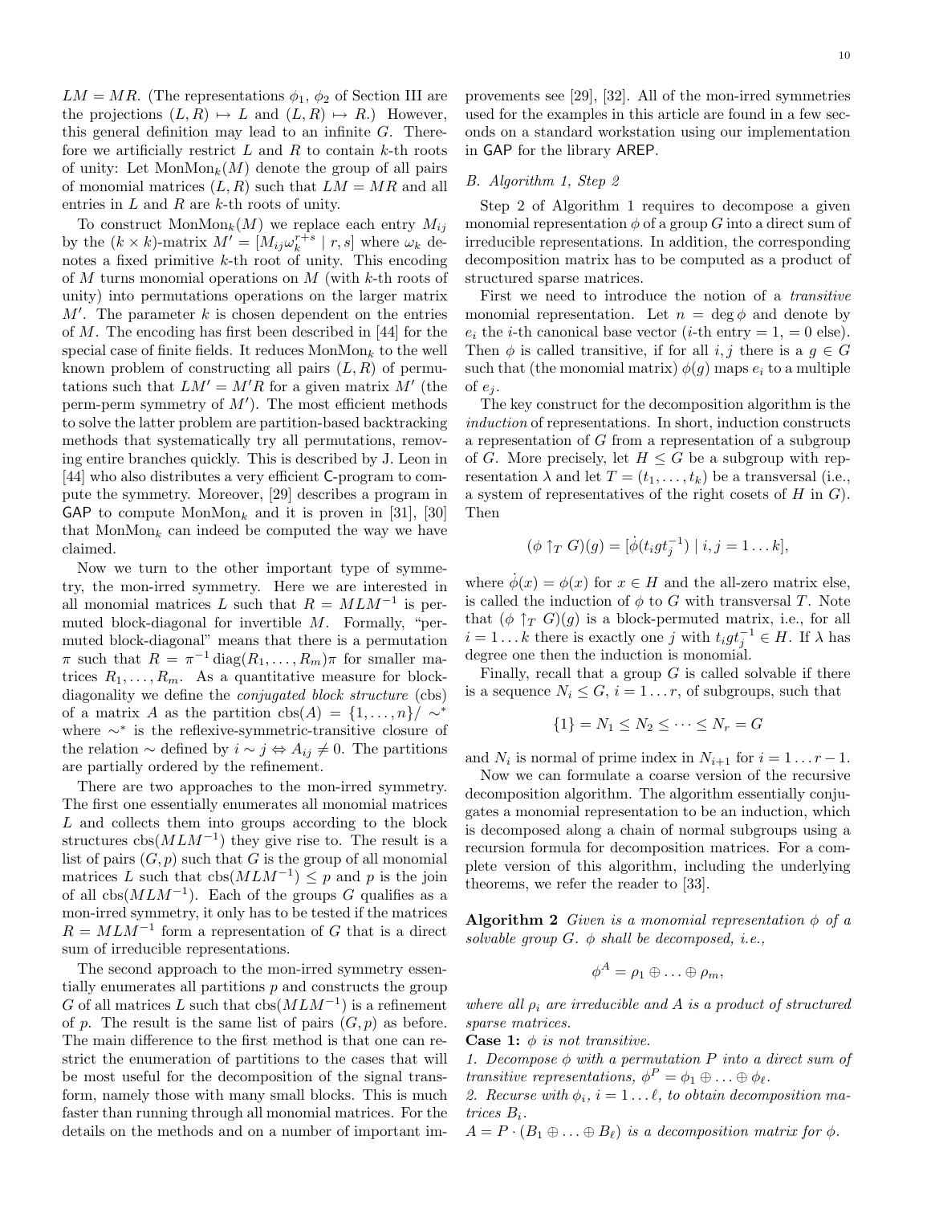$LM = MR$. (The representations $\phi_1$, $\phi_2$ of Section III are the projections $(L, R) \mapsto L$ and $(L, R) \mapsto R$.) However, this general definition may lead to an infinite $G$. Therefore we artificially restrict $L$ and $R$ to contain $k$-th roots of unity: Let $\mathrm{MonMon}_k(M)$ denote the group of all pairs of monomial matrices $(L, R)$ such that $LM = MR$ and all entries in $L$ and $R$ are $k$-th roots of unity.

To construct $\mathrm{MonMon}_k(M)$ we replace each entry $M_{ij}$ by the $(k \times k)$-matrix $M' = [M_{ij}\omega_k^{r+s} \mid r, s]$ where $\omega_k$ denotes a fixed primitive $k$-th root of unity. This encoding of $M$ turns monomial operations on $M$ (with $k$-th roots of unity) into permutations operations on the larger matrix $M'$. The parameter $k$ is chosen dependent on the entries of $M$. The encoding has first been described in [44] for the special case of finite fields. It reduces $\mathrm{MonMon}_k$ to the well known problem of constructing all pairs $(L, R)$ of permutations such that $LM' = M'R$ for a given matrix $M'$ (the perm-perm symmetry of $M'$). The most efficient methods to solve the latter problem are partition-based backtracking methods that systematically try all permutations, removing entire branches quickly. This is described by J. Leon in [44] who also distributes a very efficient C-program to compute the symmetry. Moreover, [29] describes a program in GAP to compute $\mathrm{MonMon}_k$ and it is proven in [31], [30] that $\mathrm{MonMon}_k$ can indeed be computed the way we have claimed.

Now we turn to the other important type of symmetry, the mon-irred symmetry. Here we are interested in all monomial matrices $L$ such that $R = MLM^{-1}$ is permuted block-diagonal for invertible $M$. Formally, "permuted block-diagonal" means that there is a permutation $\pi$ such that $R = \pi^{-1} \operatorname{diag}(R_1, \ldots, R_m)\pi$ for smaller matrices $R_1, \ldots, R_m$. As a quantitative measure for block-diagonality we define the *conjugated block structure* (cbs) of a matrix $A$ as the partition $\mathrm{cbs}(A) = \{1, \ldots, n\}/\sim^*$ where $\sim^*$ is the reflexive-symmetric-transitive closure of the relation $\sim$ defined by $i \sim j \Leftrightarrow A_{ij} \neq 0$. The partitions are partially ordered by the refinement.

There are two approaches to the mon-irred symmetry. The first one essentially enumerates all monomial matrices $L$ and collects them into groups according to the block structures $\mathrm{cbs}(MLM^{-1})$ they give rise to. The result is a list of pairs $(G, p)$ such that $G$ is the group of all monomial matrices $L$ such that $\mathrm{cbs}(MLM^{-1}) \leq p$ and $p$ is the join of all $\mathrm{cbs}(MLM^{-1})$. Each of the groups $G$ qualifies as a mon-irred symmetry, it only has to be tested if the matrices $R = MLM^{-1}$ form a representation of $G$ that is a direct sum of irreducible representations.

The second approach to the mon-irred symmetry essentially enumerates all partitions $p$ and constructs the group $G$ of all matrices $L$ such that $\mathrm{cbs}(MLM^{-1})$ is a refinement of $p$. The result is the same list of pairs $(G, p)$ as before. The main difference to the first method is that one can restrict the enumeration of partitions to the cases that will be most useful for the decomposition of the signal transform, namely those with many small blocks. This is much faster than running through all monomial matrices. For the details on the methods and on a number of important improvements see [29], [32]. All of the mon-irred symmetries used for the examples in this article are found in a few seconds on a standard workstation using our implementation in GAP for the library AREP.

### B. Algorithm 1, Step 2

Step 2 of Algorithm 1 requires to decompose a given monomial representation $\phi$ of a group $G$ into a direct sum of irreducible representations. In addition, the corresponding decomposition matrix has to be computed as a product of structured sparse matrices.

First we need to introduce the notion of a *transitive* monomial representation. Let $n = \deg \phi$ and denote by $e_i$ the $i$-th canonical base vector ($i$-th entry $= 1$, $= 0$ else). Then $\phi$ is called transitive, if for all $i, j$ there is a $g \in G$ such that (the monomial matrix) $\phi(g)$ maps $e_i$ to a multiple of $e_j$.

The key construct for the decomposition algorithm is the *induction* of representations. In short, induction constructs a representation of $G$ from a representation of a subgroup of $G$. More precisely, let $H \leq G$ be a subgroup with representation $\lambda$ and let $T = (t_1, \ldots, t_k)$ be a transversal (i.e., a system of representatives of the right cosets of $H$ in $G$). Then

$$(\phi \uparrow_T G)(g) = [\dot{\phi}(t_i g t_j^{-1}) \mid i, j = 1 \ldots k],$$

where $\dot{\phi}(x) = \phi(x)$ for $x \in H$ and the all-zero matrix else, is called the induction of $\phi$ to $G$ with transversal $T$. Note that $(\phi \uparrow_T G)(g)$ is a block-permuted matrix, i.e., for all $i = 1 \ldots k$ there is exactly one $j$ with $t_i g t_j^{-1} \in H$. If $\lambda$ has degree one then the induction is monomial.

Finally, recall that a group $G$ is called solvable if there is a sequence $N_i \leq G$, $i = 1 \ldots r$, of subgroups, such that

$$\{1\} = N_1 \leq N_2 \leq \cdots \leq N_r = G$$

and $N_i$ is normal of prime index in $N_{i+1}$ for $i = 1 \ldots r - 1$.

Now we can formulate a coarse version of the recursive decomposition algorithm. The algorithm essentially conjugates a monomial representation to be an induction, which is decomposed along a chain of normal subgroups using a recursion formula for decomposition matrices. For a complete version of this algorithm, including the underlying theorems, we refer the reader to [33].

**Algorithm 2** *Given is a monomial representation $\phi$ of a solvable group $G$. $\phi$ shall be decomposed, i.e.,*

$$\phi^A = \rho_1 \oplus \ldots \oplus \rho_m,$$

*where all $\rho_i$ are irreducible and $A$ is a product of structured sparse matrices.*

**Case 1:** *$\phi$ is not transitive.*

*1. Decompose $\phi$ with a permutation $P$ into a direct sum of transitive representations, $\phi^P = \phi_1 \oplus \ldots \oplus \phi_\ell$.*

*2. Recurse with $\phi_i$, $i = 1 \ldots \ell$, to obtain decomposition matrices $B_i$.*

*$A = P \cdot (B_1 \oplus \ldots \oplus B_\ell)$ is a decomposition matrix for $\phi$.*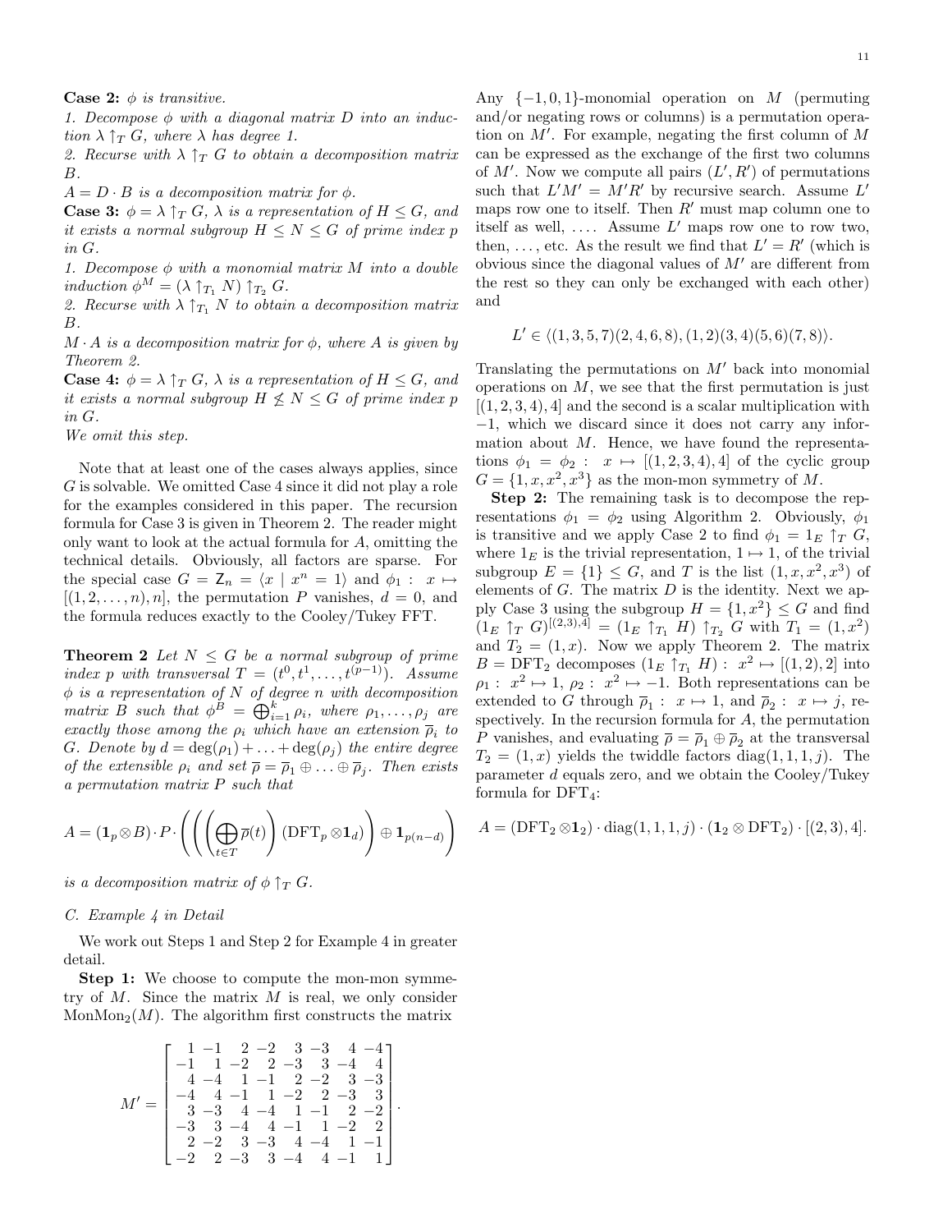**Case 2:** *$\phi$ is transitive.*

*1. Decompose $\phi$ with a diagonal matrix $D$ into an induction $\lambda \uparrow_T G$, where $\lambda$ has degree 1.*

*2. Recurse with $\lambda \uparrow_T G$ to obtain a decomposition matrix $B$.*

*$A = D \cdot B$ is a decomposition matrix for $\phi$.*

**Case 3:** *$\phi = \lambda \uparrow_T G$, $\lambda$ is a representation of $H \leq G$, and it exists a normal subgroup $H \leq N \leq G$ of prime index $p$ in $G$.*

*1. Decompose $\phi$ with a monomial matrix $M$ into a double induction $\phi^M = (\lambda \uparrow_{T_1} N) \uparrow_{T_2} G$.*

*2. Recurse with $\lambda \uparrow_{T_1} N$ to obtain a decomposition matrix $B$.*

*$M \cdot A$ is a decomposition matrix for $\phi$, where $A$ is given by Theorem 2.*

**Case 4:** *$\phi = \lambda \uparrow_T G$, $\lambda$ is a representation of $H \leq G$, and it exists a normal subgroup $H \not\leq N \leq G$ of prime index $p$ in $G$.*

*We omit this step.*

Note that at least one of the cases always applies, since $G$ is solvable. We omitted Case 4 since it did not play a role for the examples considered in this paper. The recursion formula for Case 3 is given in Theorem 2. The reader might only want to look at the actual formula for $A$, omitting the technical details. Obviously, all factors are sparse. For the special case $G = \mathsf{Z}_n = \langle x \mid x^n = 1 \rangle$ and $\phi_1 : \; x \mapsto [(1, 2, \ldots, n), n]$, the permutation $P$ vanishes, $d = 0$, and the formula reduces exactly to the Cooley/Tukey FFT.

**Theorem 2** *Let $N \leq G$ be a normal subgroup of prime index $p$ with transversal $T = (t^0, t^1, \ldots, t^{(p-1)})$. Assume $\phi$ is a representation of $N$ of degree $n$ with decomposition matrix $B$ such that $\phi^B = \bigoplus_{i=1}^{k} \rho_i$, where $\rho_1, \ldots, \rho_j$ are exactly those among the $\rho_i$ which have an extension $\overline{\rho}_i$ to $G$. Denote by $d = \deg(\rho_1) + \ldots + \deg(\rho_j)$ the entire degree of the extensible $\rho_i$ and set $\overline{\rho} = \overline{\rho}_1 \oplus \ldots \oplus \overline{\rho}_j$. Then exists a permutation matrix $P$ such that*

$$A = (\mathbf{1}_p \otimes B) \cdot P \cdot \left( \left( \left( \bigoplus_{t \in T} \overline{\rho}(t) \right) (\mathrm{DFT}_p \otimes \mathbf{1}_d) \right) \oplus \mathbf{1}_{p(n-d)} \right)$$

*is a decomposition matrix of $\phi \uparrow_T G$.*

### C. Example 4 in Detail

We work out Steps 1 and Step 2 for Example 4 in greater detail.

**Step 1:** We choose to compute the mon-mon symmetry of $M$. Since the matrix $M$ is real, we only consider $\mathrm{MonMon}_2(M)$. The algorithm first constructs the matrix

$$M' = \begin{bmatrix} 1 & -1 & 2 & -2 & 3 & -3 & 4 & -4 \\ -1 & 1 & -2 & 2 & -3 & 3 & -4 & 4 \\ 4 & -4 & 1 & -1 & 2 & -2 & 3 & -3 \\ -4 & 4 & -1 & 1 & -2 & 2 & -3 & 3 \\ 3 & -3 & 4 & -4 & 1 & -1 & 2 & -2 \\ -3 & 3 & -4 & 4 & -1 & 1 & -2 & 2 \\ 2 & -2 & 3 & -3 & 4 & -4 & 1 & -1 \\ -2 & 2 & -3 & 3 & -4 & 4 & -1 & 1 \end{bmatrix}.$$

Any $\{-1, 0, 1\}$-monomial operation on $M$ (permuting and/or negating rows or columns) is a permutation operation on $M'$. For example, negating the first column of $M$ can be expressed as the exchange of the first two columns of $M'$. Now we compute all pairs $(L', R')$ of permutations such that $L'M' = M'R'$ by recursive search. Assume $L'$ maps row one to itself. Then $R'$ must map column one to itself as well, .... Assume $L'$ maps row one to row two, then, ..., etc. As the result we find that $L' = R'$ (which is obvious since the diagonal values of $M'$ are different from the rest so they can only be exchanged with each other) and

$$L' \in \langle (1, 3, 5, 7)(2, 4, 6, 8), (1, 2)(3, 4)(5, 6)(7, 8) \rangle.$$

Translating the permutations on $M'$ back into monomial operations on $M$, we see that the first permutation is just $[(1, 2, 3, 4), 4]$ and the second is a scalar multiplication with $-1$, which we discard since it does not carry any information about $M$. Hence, we have found the representations $\phi_1 = \phi_2 : \; x \mapsto [(1, 2, 3, 4), 4]$ of the cyclic group $G = \{1, x, x^2, x^3\}$ as the mon-mon symmetry of $M$.

**Step 2:** The remaining task is to decompose the representations $\phi_1 = \phi_2$ using Algorithm 2. Obviously, $\phi_1$ is transitive and we apply Case 2 to find $\phi_1 = 1_E \uparrow_T G$, where $1_E$ is the trivial representation, $1 \mapsto 1$, of the trivial subgroup $E = \{1\} \leq G$, and $T$ is the list $(1, x, x^2, x^3)$ of elements of $G$. The matrix $D$ is the identity. Next we apply Case 3 using the subgroup $H = \{1, x^2\} \leq G$ and find $(1_E \uparrow_T G)^{[(2,3),4]} = (1_E \uparrow_{T_1} H) \uparrow_{T_2} G$ with $T_1 = (1, x^2)$ and $T_2 = (1, x)$. Now we apply Theorem 2. The matrix $B = \mathrm{DFT}_2$ decomposes $(1_E \uparrow_{T_1} H) : \; x^2 \mapsto [(1, 2), 2]$ into $\rho_1 : \; x^2 \mapsto 1$, $\rho_2 : \; x^2 \mapsto -1$. Both representations can be extended to $G$ through $\overline{\rho}_1 : \; x \mapsto 1$, and $\overline{\rho}_2 : \; x \mapsto j$, respectively. In the recursion formula for $A$, the permutation $P$ vanishes, and evaluating $\overline{\rho} = \overline{\rho}_1 \oplus \overline{\rho}_2$ at the transversal $T_2 = (1, x)$ yields the twiddle factors $\mathrm{diag}(1, 1, 1, j)$. The parameter $d$ equals zero, and we obtain the Cooley/Tukey formula for $\mathrm{DFT}_4$:

$$A = (\mathrm{DFT}_2 \otimes \mathbf{1}_2) \cdot \mathrm{diag}(1, 1, 1, j) \cdot (\mathbf{1}_2 \otimes \mathrm{DFT}_2) \cdot [(2, 3), 4].$$